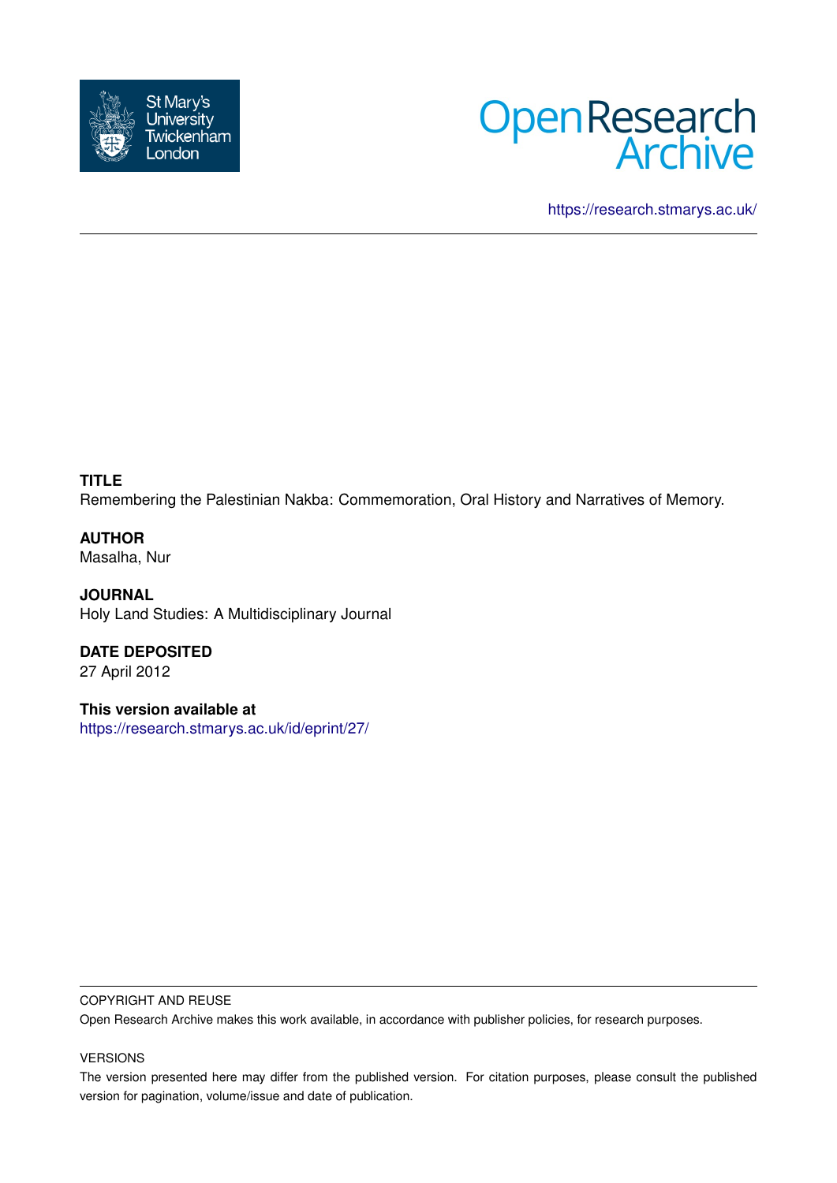St Mary's University Twickenham London

Open Research Archive

https://research.stmarys.ac.uk/

**TITLE**
Remembering the Palestinian Nakba: Commemoration, Oral History and Narratives of Memory.

**AUTHOR**
Masalha, Nur

**JOURNAL**
Holy Land Studies: A Multidisciplinary Journal

**DATE DEPOSITED**
27 April 2012

**This version available at**
https://research.stmarys.ac.uk/id/eprint/27/

COPYRIGHT AND REUSE

Open Research Archive makes this work available, in accordance with publisher policies, for research purposes.

VERSIONS

The version presented here may differ from the published version. For citation purposes, please consult the published version for pagination, volume/issue and date of publication.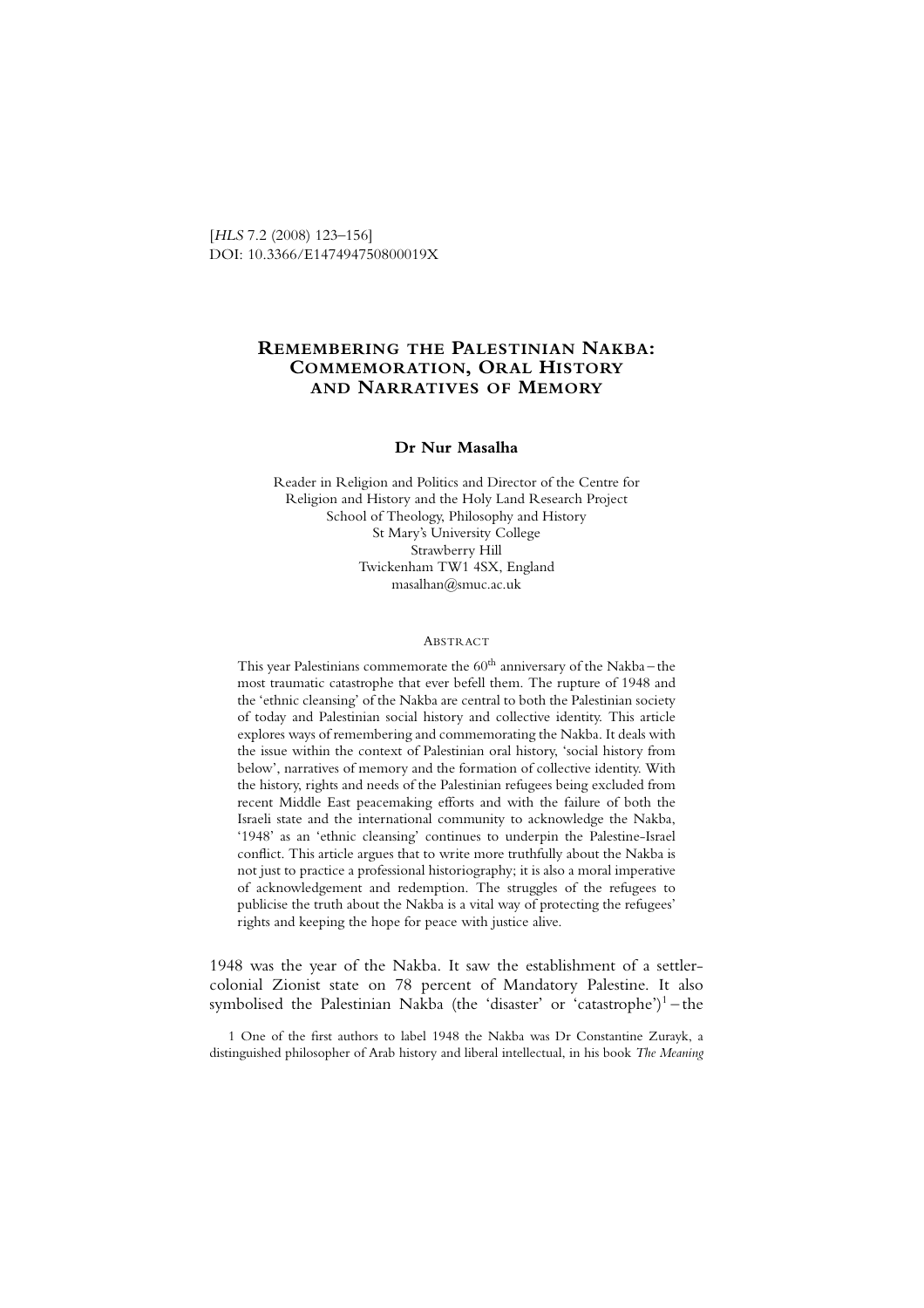[*HLS* 7.2 (2008) 123–156]
DOI: 10.3366/E147494750800019X

# Remembering the Palestinian Nakba: Commemoration, Oral History and Narratives of Memory

**Dr Nur Masalha**

Reader in Religion and Politics and Director of the Centre for Religion and History and the Holy Land Research Project
School of Theology, Philosophy and History
St Mary's University College
Strawberry Hill
Twickenham TW1 4SX, England
masalhan@smuc.ac.uk

## Abstract

This year Palestinians commemorate the 60th anniversary of the Nakba – the most traumatic catastrophe that ever befell them. The rupture of 1948 and the 'ethnic cleansing' of the Nakba are central to both the Palestinian society of today and Palestinian social history and collective identity. This article explores ways of remembering and commemorating the Nakba. It deals with the issue within the context of Palestinian oral history, 'social history from below', narratives of memory and the formation of collective identity. With the history, rights and needs of the Palestinian refugees being excluded from recent Middle East peacemaking efforts and with the failure of both the Israeli state and the international community to acknowledge the Nakba, '1948' as an 'ethnic cleansing' continues to underpin the Palestine-Israel conflict. This article argues that to write more truthfully about the Nakba is not just to practice a professional historiography; it is also a moral imperative of acknowledgement and redemption. The struggles of the refugees to publicise the truth about the Nakba is a vital way of protecting the refugees' rights and keeping the hope for peace with justice alive.

1948 was the year of the Nakba. It saw the establishment of a settler-colonial Zionist state on 78 percent of Mandatory Palestine. It also symbolised the Palestinian Nakba (the 'disaster' or 'catastrophe')[1] – the

1 One of the first authors to label 1948 the Nakba was Dr Constantine Zurayk, a distinguished philosopher of Arab history and liberal intellectual, in his book *The Meaning*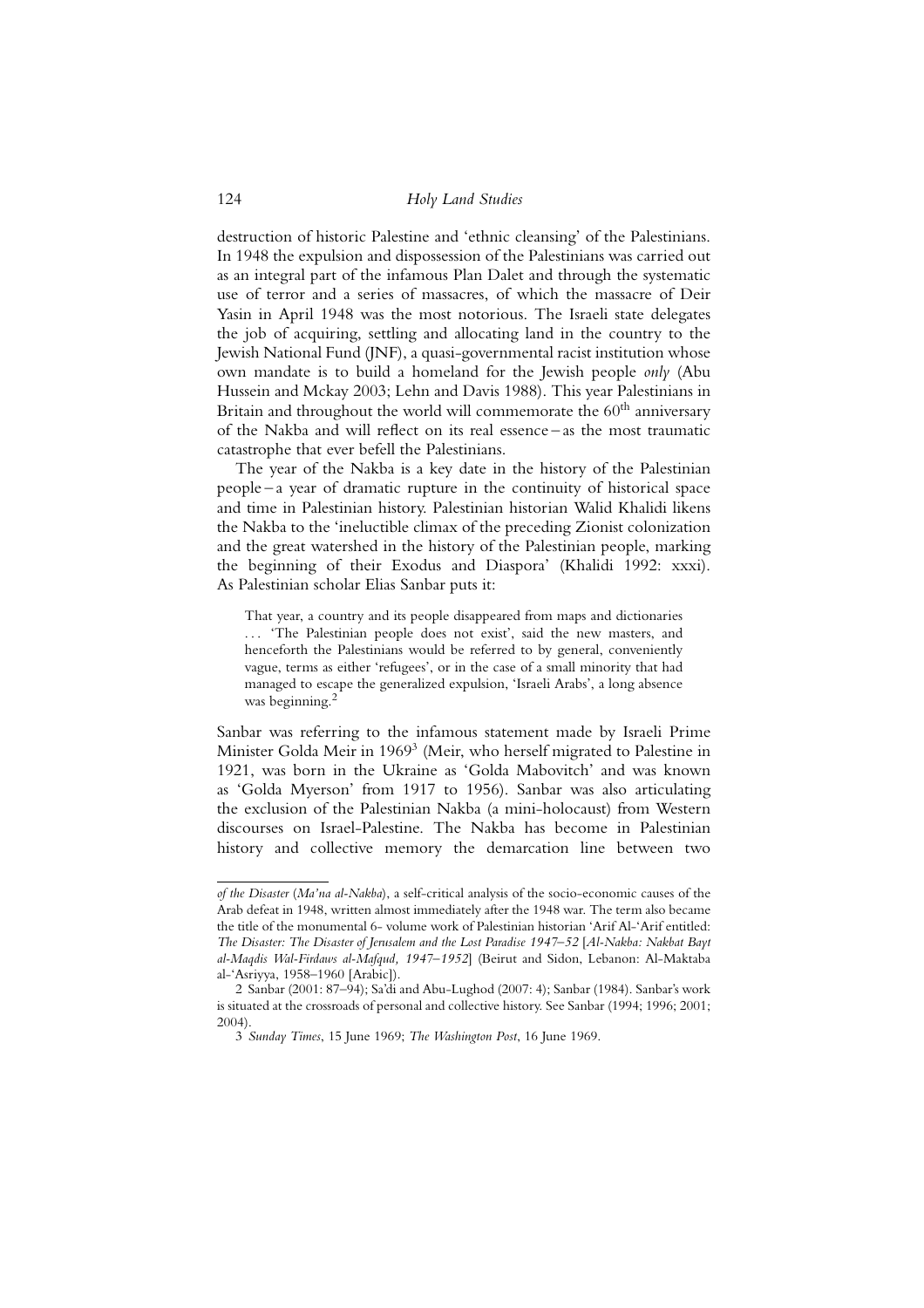destruction of historic Palestine and 'ethnic cleansing' of the Palestinians. In 1948 the expulsion and dispossession of the Palestinians was carried out as an integral part of the infamous Plan Dalet and through the systematic use of terror and a series of massacres, of which the massacre of Deir Yasin in April 1948 was the most notorious. The Israeli state delegates the job of acquiring, settling and allocating land in the country to the Jewish National Fund (JNF), a quasi-governmental racist institution whose own mandate is to build a homeland for the Jewish people *only* (Abu Hussein and Mckay 2003; Lehn and Davis 1988). This year Palestinians in Britain and throughout the world will commemorate the 60th anniversary of the Nakba and will reflect on its real essence – as the most traumatic catastrophe that ever befell the Palestinians.

The year of the Nakba is a key date in the history of the Palestinian people – a year of dramatic rupture in the continuity of historical space and time in Palestinian history. Palestinian historian Walid Khalidi likens the Nakba to the 'ineluctible climax of the preceding Zionist colonization and the great watershed in the history of the Palestinian people, marking the beginning of their Exodus and Diaspora' (Khalidi 1992: xxxi). As Palestinian scholar Elias Sanbar puts it:

> That year, a country and its people disappeared from maps and dictionaries ... 'The Palestinian people does not exist', said the new masters, and henceforth the Palestinians would be referred to by general, conveniently vague, terms as either 'refugees', or in the case of a small minority that had managed to escape the generalized expulsion, 'Israeli Arabs', a long absence was beginning.[2]

Sanbar was referring to the infamous statement made by Israeli Prime Minister Golda Meir in 1969[3] (Meir, who herself migrated to Palestine in 1921, was born in the Ukraine as 'Golda Mabovitch' and was known as 'Golda Myerson' from 1917 to 1956). Sanbar was also articulating the exclusion of the Palestinian Nakba (a mini-holocaust) from Western discourses on Israel-Palestine. The Nakba has become in Palestinian history and collective memory the demarcation line between two

---

*of the Disaster* (*Ma'na al-Nakba*), a self-critical analysis of the socio-economic causes of the Arab defeat in 1948, written almost immediately after the 1948 war. The term also became the title of the monumental 6- volume work of Palestinian historian 'Arif Al-'Arif entitled: *The Disaster: The Disaster of Jerusalem and the Lost Paradise 1947–52* [*Al-Nakba: Nakbat Bayt al-Maqdis Wal-Firdaws al-Mafqud, 1947–1952*] (Beirut and Sidon, Lebanon: Al-Maktaba al-'Asriyya, 1958–1960 [Arabic]).

2 Sanbar (2001: 87–94); Sa'di and Abu-Lughod (2007: 4); Sanbar (1984). Sanbar's work is situated at the crossroads of personal and collective history. See Sanbar (1994; 1996; 2001; 2004).

3 *Sunday Times*, 15 June 1969; *The Washington Post*, 16 June 1969.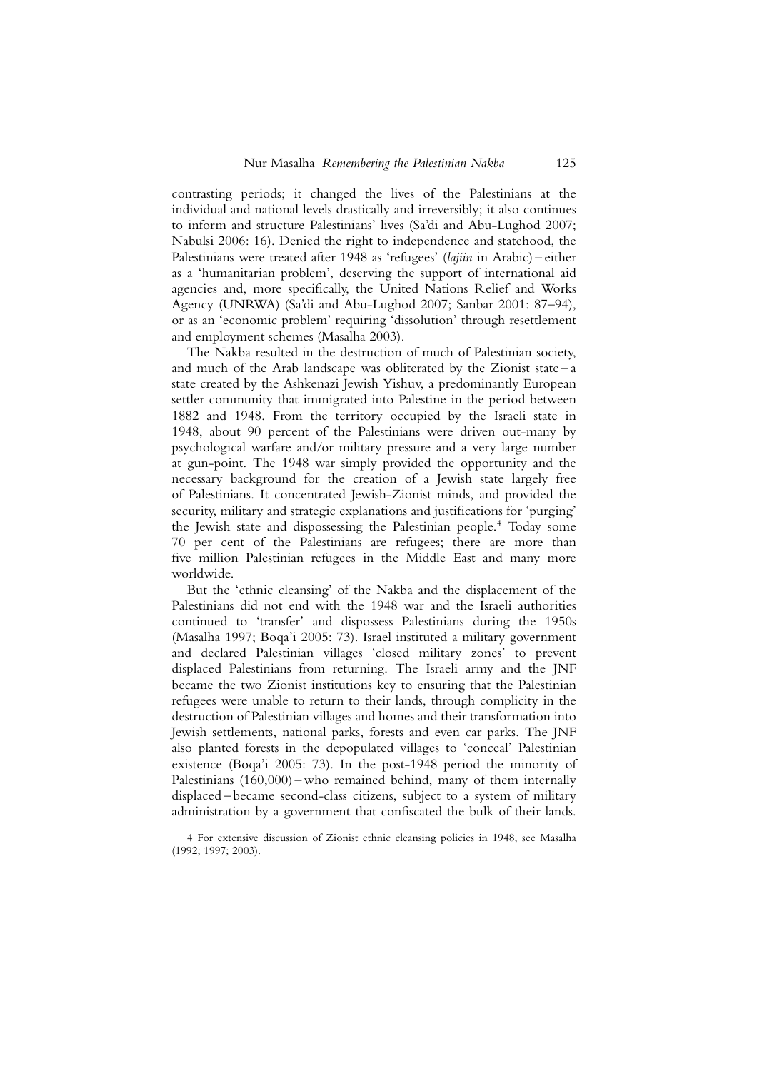contrasting periods; it changed the lives of the Palestinians at the individual and national levels drastically and irreversibly; it also continues to inform and structure Palestinians' lives (Sa'di and Abu-Lughod 2007; Nabulsi 2006: 16). Denied the right to independence and statehood, the Palestinians were treated after 1948 as 'refugees' (*lajiin* in Arabic) – either as a 'humanitarian problem', deserving the support of international aid agencies and, more specifically, the United Nations Relief and Works Agency (UNRWA) (Sa'di and Abu-Lughod 2007; Sanbar 2001: 87–94), or as an 'economic problem' requiring 'dissolution' through resettlement and employment schemes (Masalha 2003).

The Nakba resulted in the destruction of much of Palestinian society, and much of the Arab landscape was obliterated by the Zionist state – a state created by the Ashkenazi Jewish Yishuv, a predominantly European settler community that immigrated into Palestine in the period between 1882 and 1948. From the territory occupied by the Israeli state in 1948, about 90 percent of the Palestinians were driven out-many by psychological warfare and/or military pressure and a very large number at gun-point. The 1948 war simply provided the opportunity and the necessary background for the creation of a Jewish state largely free of Palestinians. It concentrated Jewish-Zionist minds, and provided the security, military and strategic explanations and justifications for 'purging' the Jewish state and dispossessing the Palestinian people.[4] Today some 70 per cent of the Palestinians are refugees; there are more than five million Palestinian refugees in the Middle East and many more worldwide.

But the 'ethnic cleansing' of the Nakba and the displacement of the Palestinians did not end with the 1948 war and the Israeli authorities continued to 'transfer' and dispossess Palestinians during the 1950s (Masalha 1997; Boqa'i 2005: 73). Israel instituted a military government and declared Palestinian villages 'closed military zones' to prevent displaced Palestinians from returning. The Israeli army and the JNF became the two Zionist institutions key to ensuring that the Palestinian refugees were unable to return to their lands, through complicity in the destruction of Palestinian villages and homes and their transformation into Jewish settlements, national parks, forests and even car parks. The JNF also planted forests in the depopulated villages to 'conceal' Palestinian existence (Boqa'i 2005: 73). In the post-1948 period the minority of Palestinians (160,000) – who remained behind, many of them internally displaced – became second-class citizens, subject to a system of military administration by a government that confiscated the bulk of their lands.

4 For extensive discussion of Zionist ethnic cleansing policies in 1948, see Masalha (1992; 1997; 2003).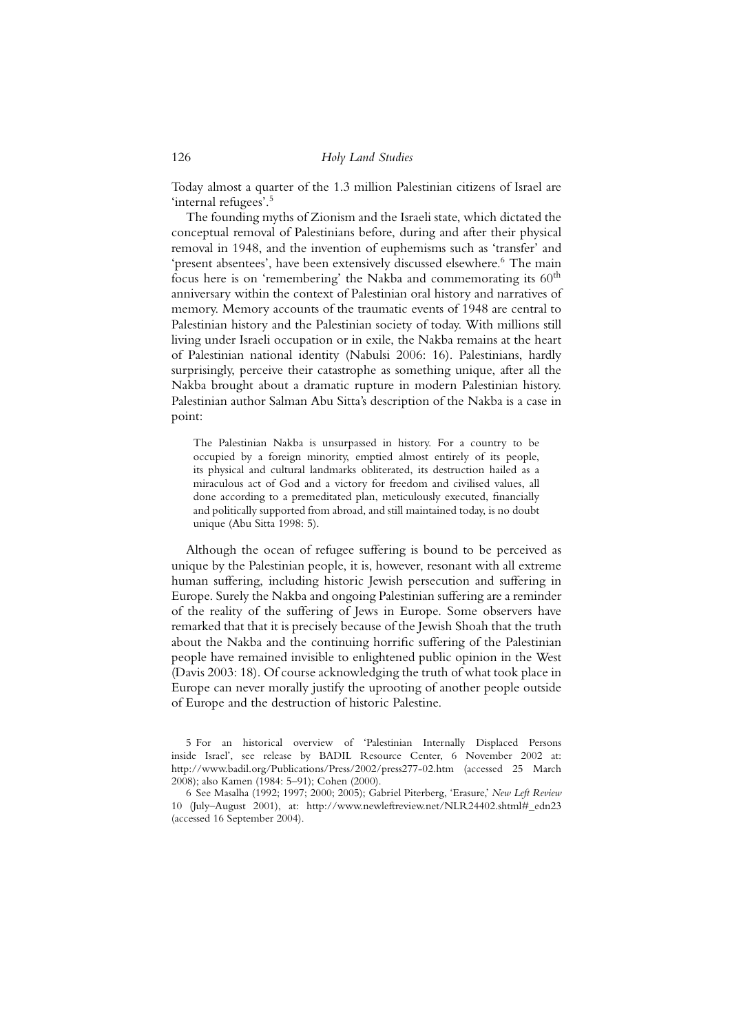Today almost a quarter of the 1.3 million Palestinian citizens of Israel are 'internal refugees'.[5]

The founding myths of Zionism and the Israeli state, which dictated the conceptual removal of Palestinians before, during and after their physical removal in 1948, and the invention of euphemisms such as 'transfer' and 'present absentees', have been extensively discussed elsewhere.[6] The main focus here is on 'remembering' the Nakba and commemorating its 60th anniversary within the context of Palestinian oral history and narratives of memory. Memory accounts of the traumatic events of 1948 are central to Palestinian history and the Palestinian society of today. With millions still living under Israeli occupation or in exile, the Nakba remains at the heart of Palestinian national identity (Nabulsi 2006: 16). Palestinians, hardly surprisingly, perceive their catastrophe as something unique, after all the Nakba brought about a dramatic rupture in modern Palestinian history. Palestinian author Salman Abu Sitta's description of the Nakba is a case in point:

> The Palestinian Nakba is unsurpassed in history. For a country to be occupied by a foreign minority, emptied almost entirely of its people, its physical and cultural landmarks obliterated, its destruction hailed as a miraculous act of God and a victory for freedom and civilised values, all done according to a premeditated plan, meticulously executed, financially and politically supported from abroad, and still maintained today, is no doubt unique (Abu Sitta 1998: 5).

Although the ocean of refugee suffering is bound to be perceived as unique by the Palestinian people, it is, however, resonant with all extreme human suffering, including historic Jewish persecution and suffering in Europe. Surely the Nakba and ongoing Palestinian suffering are a reminder of the reality of the suffering of Jews in Europe. Some observers have remarked that that it is precisely because of the Jewish Shoah that the truth about the Nakba and the continuing horrific suffering of the Palestinian people have remained invisible to enlightened public opinion in the West (Davis 2003: 18). Of course acknowledging the truth of what took place in Europe can never morally justify the uprooting of another people outside of Europe and the destruction of historic Palestine.

5 For an historical overview of 'Palestinian Internally Displaced Persons inside Israel', see release by BADIL Resource Center, 6 November 2002 at: http://www.badil.org/Publications/Press/2002/press277-02.htm (accessed 25 March 2008); also Kamen (1984: 5–91); Cohen (2000).

6 See Masalha (1992; 1997; 2000; 2005); Gabriel Piterberg, 'Erasure,' *New Left Review* 10 (July–August 2001), at: http://www.newleftreview.net/NLR24402.shtml#_edn23 (accessed 16 September 2004).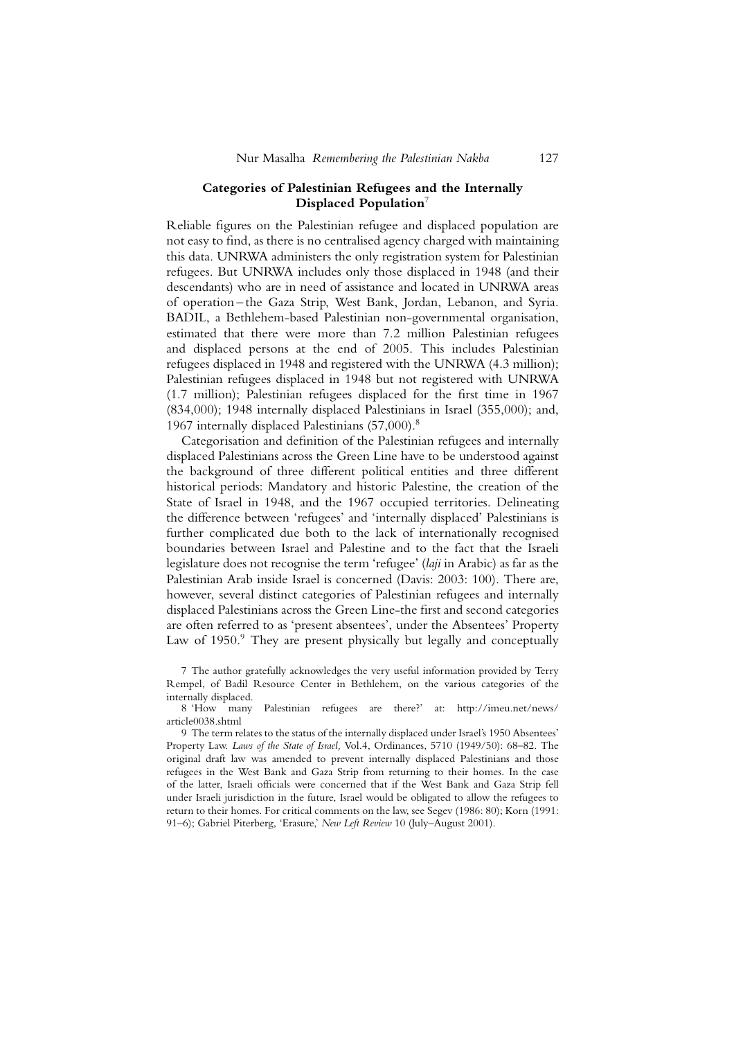## Categories of Palestinian Refugees and the Internally Displaced Population[7]

Reliable figures on the Palestinian refugee and displaced population are not easy to find, as there is no centralised agency charged with maintaining this data. UNRWA administers the only registration system for Palestinian refugees. But UNRWA includes only those displaced in 1948 (and their descendants) who are in need of assistance and located in UNRWA areas of operation – the Gaza Strip, West Bank, Jordan, Lebanon, and Syria. BADIL, a Bethlehem-based Palestinian non-governmental organisation, estimated that there were more than 7.2 million Palestinian refugees and displaced persons at the end of 2005. This includes Palestinian refugees displaced in 1948 and registered with the UNRWA (4.3 million); Palestinian refugees displaced in 1948 but not registered with UNRWA (1.7 million); Palestinian refugees displaced for the first time in 1967 (834,000); 1948 internally displaced Palestinians in Israel (355,000); and, 1967 internally displaced Palestinians (57,000).[8]

Categorisation and definition of the Palestinian refugees and internally displaced Palestinians across the Green Line have to be understood against the background of three different political entities and three different historical periods: Mandatory and historic Palestine, the creation of the State of Israel in 1948, and the 1967 occupied territories. Delineating the difference between 'refugees' and 'internally displaced' Palestinians is further complicated due both to the lack of internationally recognised boundaries between Israel and Palestine and to the fact that the Israeli legislature does not recognise the term 'refugee' (*laji* in Arabic) as far as the Palestinian Arab inside Israel is concerned (Davis: 2003: 100). There are, however, several distinct categories of Palestinian refugees and internally displaced Palestinians across the Green Line-the first and second categories are often referred to as 'present absentees', under the Absentees' Property Law of 1950.[9] They are present physically but legally and conceptually

7 The author gratefully acknowledges the very useful information provided by Terry Rempel, of Badil Resource Center in Bethlehem, on the various categories of the internally displaced.

8 'How many Palestinian refugees are there?' at: http://imeu.net/news/article0038.shtml

9 The term relates to the status of the internally displaced under Israel's 1950 Absentees' Property Law. *Laws of the State of Israel,* Vol.4, Ordinances, 5710 (1949/50): 68–82. The original draft law was amended to prevent internally displaced Palestinians and those refugees in the West Bank and Gaza Strip from returning to their homes. In the case of the latter, Israeli officials were concerned that if the West Bank and Gaza Strip fell under Israeli jurisdiction in the future, Israel would be obligated to allow the refugees to return to their homes. For critical comments on the law, see Segev (1986: 80); Korn (1991: 91–6); Gabriel Piterberg, 'Erasure,' *New Left Review* 10 (July–August 2001).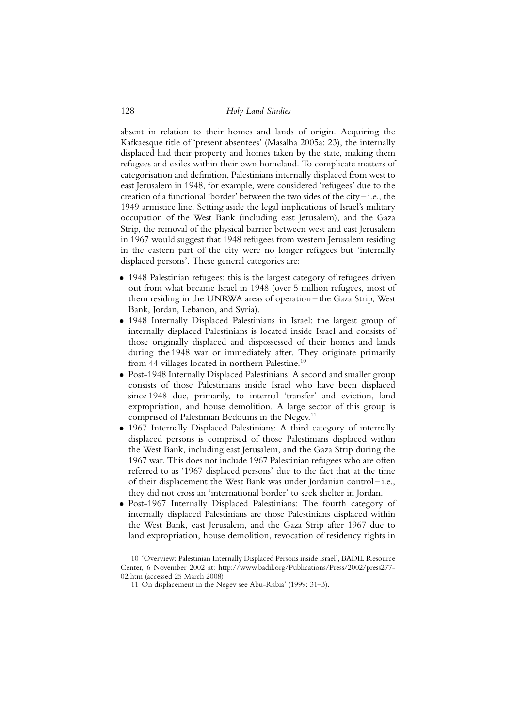absent in relation to their homes and lands of origin. Acquiring the Kafkaesque title of 'present absentees' (Masalha 2005a: 23), the internally displaced had their property and homes taken by the state, making them refugees and exiles within their own homeland. To complicate matters of categorisation and definition, Palestinians internally displaced from west to east Jerusalem in 1948, for example, were considered 'refugees' due to the creation of a functional 'border' between the two sides of the city – i.e., the 1949 armistice line. Setting aside the legal implications of Israel's military occupation of the West Bank (including east Jerusalem), and the Gaza Strip, the removal of the physical barrier between west and east Jerusalem in 1967 would suggest that 1948 refugees from western Jerusalem residing in the eastern part of the city were no longer refugees but 'internally displaced persons'. These general categories are:

- 1948 Palestinian refugees: this is the largest category of refugees driven out from what became Israel in 1948 (over 5 million refugees, most of them residing in the UNRWA areas of operation – the Gaza Strip, West Bank, Jordan, Lebanon, and Syria).
- 1948 Internally Displaced Palestinians in Israel: the largest group of internally displaced Palestinians is located inside Israel and consists of those originally displaced and dispossessed of their homes and lands during the 1948 war or immediately after. They originate primarily from 44 villages located in northern Palestine.[10]
- Post-1948 Internally Displaced Palestinians: A second and smaller group consists of those Palestinians inside Israel who have been displaced since 1948 due, primarily, to internal 'transfer' and eviction, land expropriation, and house demolition. A large sector of this group is comprised of Palestinian Bedouins in the Negev.[11]
- 1967 Internally Displaced Palestinians: A third category of internally displaced persons is comprised of those Palestinians displaced within the West Bank, including east Jerusalem, and the Gaza Strip during the 1967 war. This does not include 1967 Palestinian refugees who are often referred to as '1967 displaced persons' due to the fact that at the time of their displacement the West Bank was under Jordanian control – i.e., they did not cross an 'international border' to seek shelter in Jordan.
- Post-1967 Internally Displaced Palestinians: The fourth category of internally displaced Palestinians are those Palestinians displaced within the West Bank, east Jerusalem, and the Gaza Strip after 1967 due to land expropriation, house demolition, revocation of residency rights in

10 'Overview: Palestinian Internally Displaced Persons inside Israel', BADIL Resource Center, 6 November 2002 at: http://www.badil.org/Publications/Press/2002/press277-02.htm (accessed 25 March 2008)

11 On displacement in the Negev see Abu-Rabia' (1999: 31–3).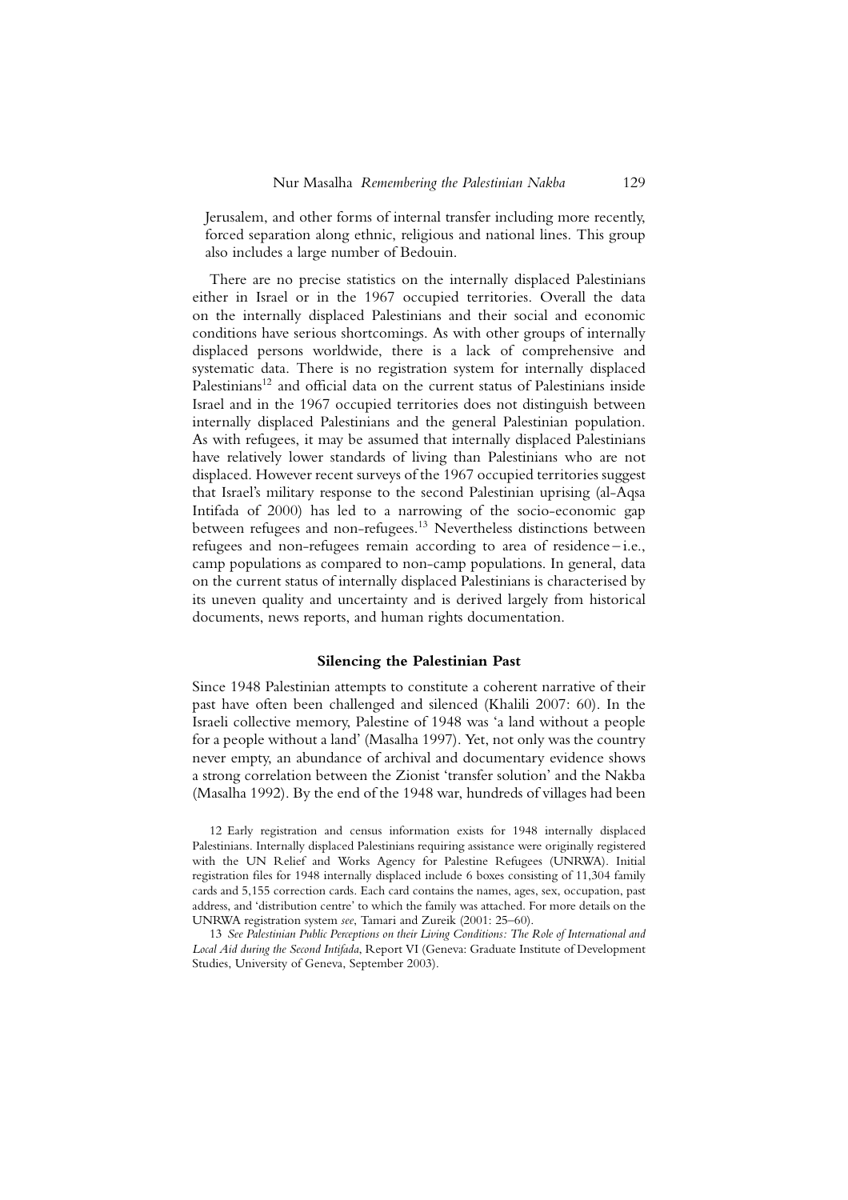Jerusalem, and other forms of internal transfer including more recently, forced separation along ethnic, religious and national lines. This group also includes a large number of Bedouin.

There are no precise statistics on the internally displaced Palestinians either in Israel or in the 1967 occupied territories. Overall the data on the internally displaced Palestinians and their social and economic conditions have serious shortcomings. As with other groups of internally displaced persons worldwide, there is a lack of comprehensive and systematic data. There is no registration system for internally displaced Palestinians[12] and official data on the current status of Palestinians inside Israel and in the 1967 occupied territories does not distinguish between internally displaced Palestinians and the general Palestinian population. As with refugees, it may be assumed that internally displaced Palestinians have relatively lower standards of living than Palestinians who are not displaced. However recent surveys of the 1967 occupied territories suggest that Israel's military response to the second Palestinian uprising (al-Aqsa Intifada of 2000) has led to a narrowing of the socio-economic gap between refugees and non-refugees.[13] Nevertheless distinctions between refugees and non-refugees remain according to area of residence – i.e., camp populations as compared to non-camp populations. In general, data on the current status of internally displaced Palestinians is characterised by its uneven quality and uncertainty and is derived largely from historical documents, news reports, and human rights documentation.

## Silencing the Palestinian Past

Since 1948 Palestinian attempts to constitute a coherent narrative of their past have often been challenged and silenced (Khalili 2007: 60). In the Israeli collective memory, Palestine of 1948 was 'a land without a people for a people without a land' (Masalha 1997). Yet, not only was the country never empty, an abundance of archival and documentary evidence shows a strong correlation between the Zionist 'transfer solution' and the Nakba (Masalha 1992). By the end of the 1948 war, hundreds of villages had been

12 Early registration and census information exists for 1948 internally displaced Palestinians. Internally displaced Palestinians requiring assistance were originally registered with the UN Relief and Works Agency for Palestine Refugees (UNRWA). Initial registration files for 1948 internally displaced include 6 boxes consisting of 11,304 family cards and 5,155 correction cards. Each card contains the names, ages, sex, occupation, past address, and 'distribution centre' to which the family was attached. For more details on the UNRWA registration system *see*, Tamari and Zureik (2001: 25–60).

13 *See Palestinian Public Perceptions on their Living Conditions: The Role of International and Local Aid during the Second Intifada*, Report VI (Geneva: Graduate Institute of Development Studies, University of Geneva, September 2003).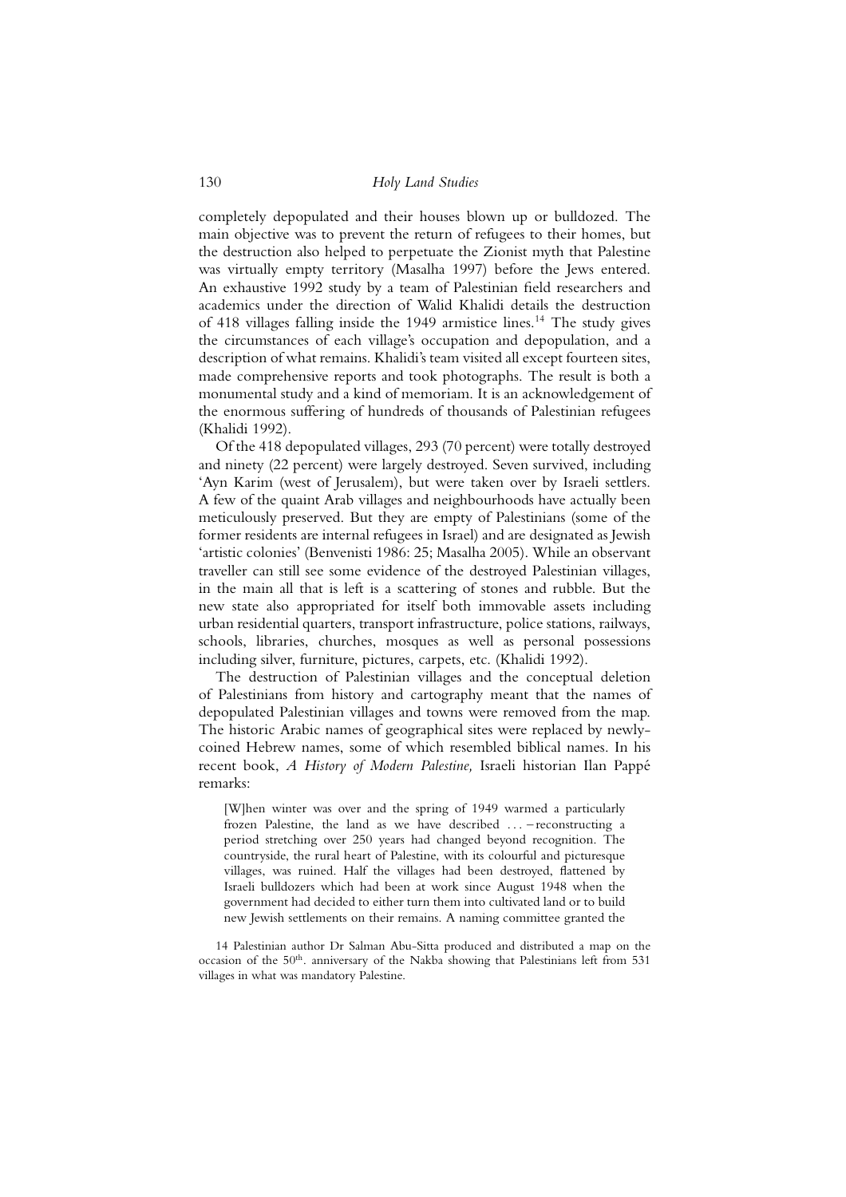completely depopulated and their houses blown up or bulldozed. The main objective was to prevent the return of refugees to their homes, but the destruction also helped to perpetuate the Zionist myth that Palestine was virtually empty territory (Masalha 1997) before the Jews entered. An exhaustive 1992 study by a team of Palestinian field researchers and academics under the direction of Walid Khalidi details the destruction of 418 villages falling inside the 1949 armistice lines.[14] The study gives the circumstances of each village's occupation and depopulation, and a description of what remains. Khalidi's team visited all except fourteen sites, made comprehensive reports and took photographs. The result is both a monumental study and a kind of memoriam. It is an acknowledgement of the enormous suffering of hundreds of thousands of Palestinian refugees (Khalidi 1992).

Of the 418 depopulated villages, 293 (70 percent) were totally destroyed and ninety (22 percent) were largely destroyed. Seven survived, including 'Ayn Karim (west of Jerusalem), but were taken over by Israeli settlers. A few of the quaint Arab villages and neighbourhoods have actually been meticulously preserved. But they are empty of Palestinians (some of the former residents are internal refugees in Israel) and are designated as Jewish 'artistic colonies' (Benvenisti 1986: 25; Masalha 2005). While an observant traveller can still see some evidence of the destroyed Palestinian villages, in the main all that is left is a scattering of stones and rubble. But the new state also appropriated for itself both immovable assets including urban residential quarters, transport infrastructure, police stations, railways, schools, libraries, churches, mosques as well as personal possessions including silver, furniture, pictures, carpets, etc. (Khalidi 1992).

The destruction of Palestinian villages and the conceptual deletion of Palestinians from history and cartography meant that the names of depopulated Palestinian villages and towns were removed from the map. The historic Arabic names of geographical sites were replaced by newly-coined Hebrew names, some of which resembled biblical names. In his recent book, *A History of Modern Palestine,* Israeli historian Ilan Pappé remarks:

> [W]hen winter was over and the spring of 1949 warmed a particularly frozen Palestine, the land as we have described ... – reconstructing a period stretching over 250 years had changed beyond recognition. The countryside, the rural heart of Palestine, with its colourful and picturesque villages, was ruined. Half the villages had been destroyed, flattened by Israeli bulldozers which had been at work since August 1948 when the government had decided to either turn them into cultivated land or to build new Jewish settlements on their remains. A naming committee granted the

14 Palestinian author Dr Salman Abu-Sitta produced and distributed a map on the occasion of the 50th. anniversary of the Nakba showing that Palestinians left from 531 villages in what was mandatory Palestine.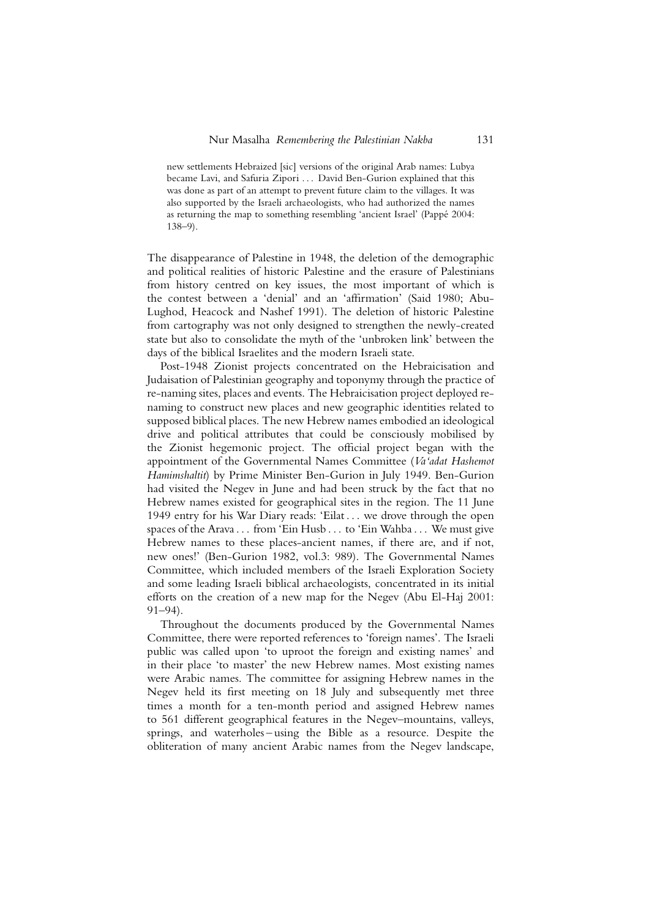> new settlements Hebraized [sic] versions of the original Arab names: Lubya became Lavi, and Safuria Zipori . . . David Ben-Gurion explained that this was done as part of an attempt to prevent future claim to the villages. It was also supported by the Israeli archaeologists, who had authorized the names as returning the map to something resembling 'ancient Israel' (Pappé 2004: 138–9).

The disappearance of Palestine in 1948, the deletion of the demographic and political realities of historic Palestine and the erasure of Palestinians from history centred on key issues, the most important of which is the contest between a 'denial' and an 'affirmation' (Said 1980; Abu-Lughod, Heacock and Nashef 1991). The deletion of historic Palestine from cartography was not only designed to strengthen the newly-created state but also to consolidate the myth of the 'unbroken link' between the days of the biblical Israelites and the modern Israeli state.

Post-1948 Zionist projects concentrated on the Hebraicisation and Judaisation of Palestinian geography and toponymy through the practice of re-naming sites, places and events. The Hebraicisation project deployed re-naming to construct new places and new geographic identities related to supposed biblical places. The new Hebrew names embodied an ideological drive and political attributes that could be consciously mobilised by the Zionist hegemonic project. The official project began with the appointment of the Governmental Names Committee (*Va'adat Hashemot Hamimshaltit*) by Prime Minister Ben-Gurion in July 1949. Ben-Gurion had visited the Negev in June and had been struck by the fact that no Hebrew names existed for geographical sites in the region. The 11 June 1949 entry for his War Diary reads: 'Eilat . . . we drove through the open spaces of the Arava . . . from 'Ein Husb . . . to 'Ein Wahba . . . We must give Hebrew names to these places-ancient names, if there are, and if not, new ones!' (Ben-Gurion 1982, vol.3: 989). The Governmental Names Committee, which included members of the Israeli Exploration Society and some leading Israeli biblical archaeologists, concentrated in its initial efforts on the creation of a new map for the Negev (Abu El-Haj 2001: 91–94).

Throughout the documents produced by the Governmental Names Committee, there were reported references to 'foreign names'. The Israeli public was called upon 'to uproot the foreign and existing names' and in their place 'to master' the new Hebrew names. Most existing names were Arabic names. The committee for assigning Hebrew names in the Negev held its first meeting on 18 July and subsequently met three times a month for a ten-month period and assigned Hebrew names to 561 different geographical features in the Negev–mountains, valleys, springs, and waterholes – using the Bible as a resource. Despite the obliteration of many ancient Arabic names from the Negev landscape,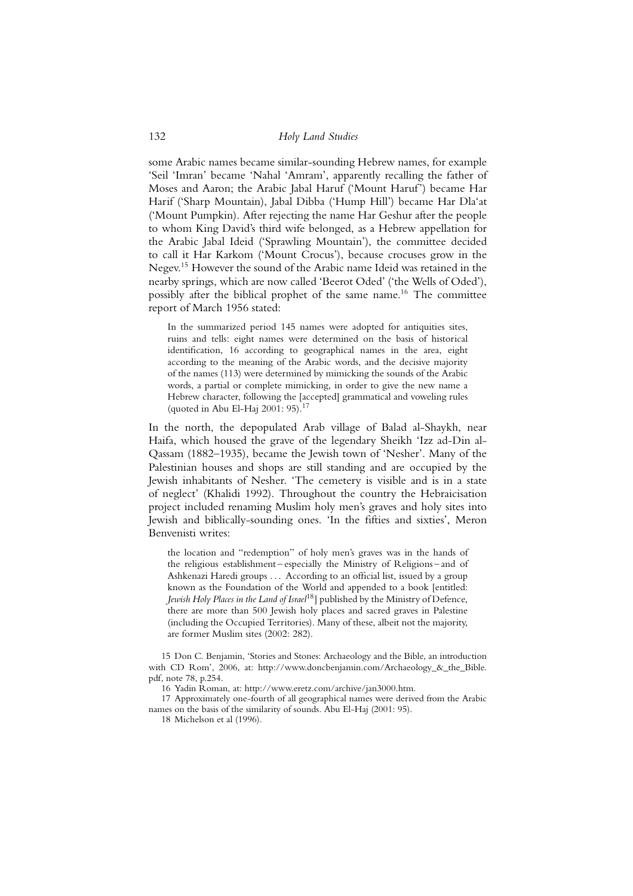some Arabic names became similar-sounding Hebrew names, for example 'Seil 'Imran' became 'Nahal 'Amram', apparently recalling the father of Moses and Aaron; the Arabic Jabal Haruf ('Mount Haruf') became Har Harif ('Sharp Mountain), Jabal Dibba ('Hump Hill') became Har Dla'at ('Mount Pumpkin). After rejecting the name Har Geshur after the people to whom King David's third wife belonged, as a Hebrew appellation for the Arabic Jabal Ideid ('Sprawling Mountain'), the committee decided to call it Har Karkom ('Mount Crocus'), because crocuses grow in the Negev.[15] However the sound of the Arabic name Ideid was retained in the nearby springs, which are now called 'Beerot Oded' ('the Wells of Oded'), possibly after the biblical prophet of the same name.[16] The committee report of March 1956 stated:

> In the summarized period 145 names were adopted for antiquities sites, ruins and tells: eight names were determined on the basis of historical identification, 16 according to geographical names in the area, eight according to the meaning of the Arabic words, and the decisive majority of the names (113) were determined by mimicking the sounds of the Arabic words, a partial or complete mimicking, in order to give the new name a Hebrew character, following the [accepted] grammatical and voweling rules (quoted in Abu El-Haj 2001: 95).[17]

In the north, the depopulated Arab village of Balad al-Shaykh, near Haifa, which housed the grave of the legendary Sheikh 'Izz ad-Din al-Qassam (1882–1935), became the Jewish town of 'Nesher'. Many of the Palestinian houses and shops are still standing and are occupied by the Jewish inhabitants of Nesher. 'The cemetery is visible and is in a state of neglect' (Khalidi 1992). Throughout the country the Hebraicisation project included renaming Muslim holy men's graves and holy sites into Jewish and biblically-sounding ones. 'In the fifties and sixties', Meron Benvenisti writes:

> the location and "redemption" of holy men's graves was in the hands of the religious establishment – especially the Ministry of Religions – and of Ashkenazi Haredi groups . . . According to an official list, issued by a group known as the Foundation of the World and appended to a book [entitled: *Jewish Holy Places in the Land of Israel*[18]] published by the Ministry of Defence, there are more than 500 Jewish holy places and sacred graves in Palestine (including the Occupied Territories). Many of these, albeit not the majority, are former Muslim sites (2002: 282).

15 Don C. Benjamin, 'Stories and Stones: Archaeology and the Bible, an introduction with CD Rom', 2006, at: http://www.doncbenjamin.com/Archaeology_&_the_Bible.pdf, note 78, p.254.

16 Yadin Roman, at: http://www.eretz.com/archive/jan3000.htm.

17 Approximately one-fourth of all geographical names were derived from the Arabic names on the basis of the similarity of sounds. Abu El-Haj (2001: 95).

18 Michelson et al (1996).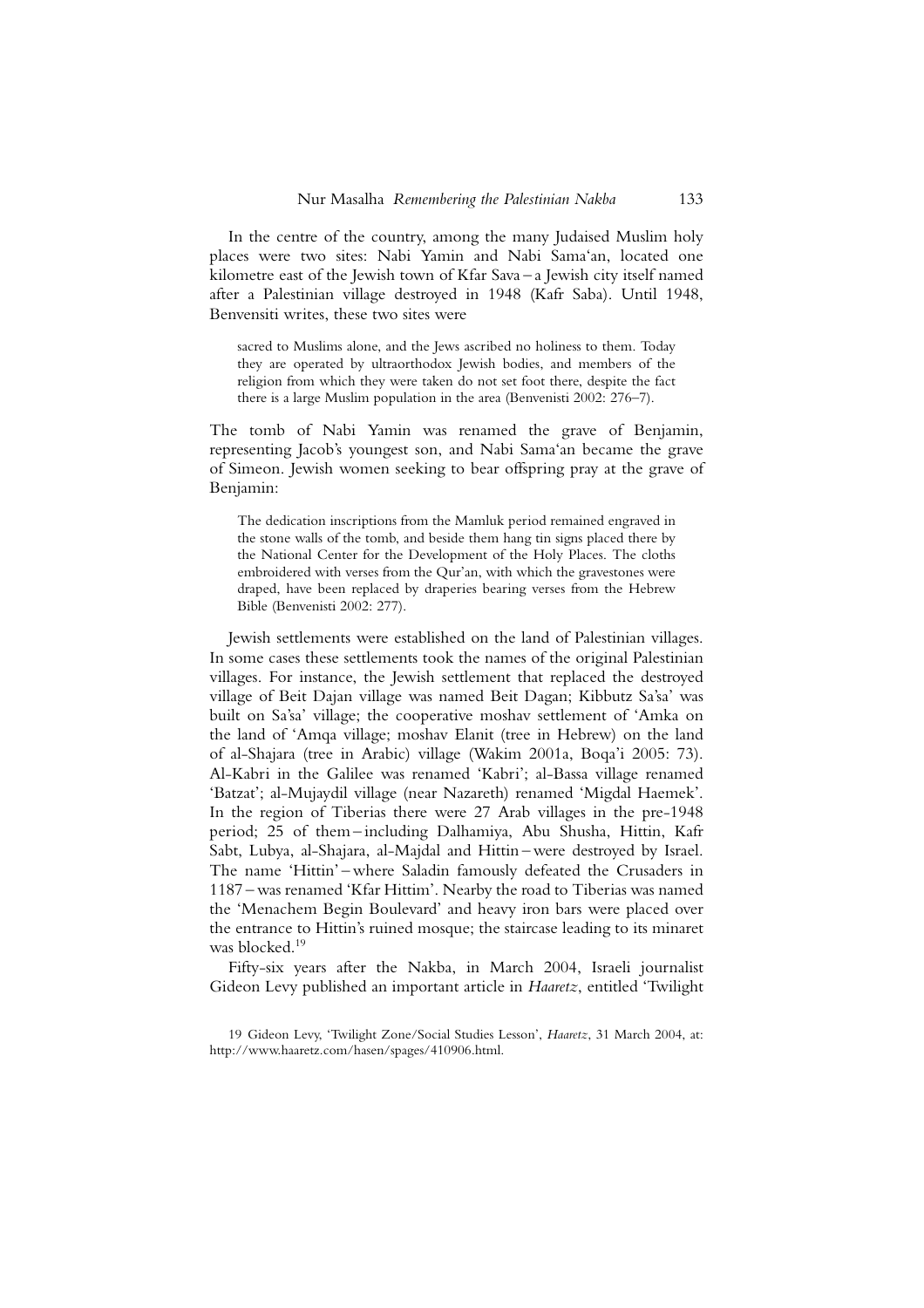In the centre of the country, among the many Judaised Muslim holy places were two sites: Nabi Yamin and Nabi Sama'an, located one kilometre east of the Jewish town of Kfar Sava – a Jewish city itself named after a Palestinian village destroyed in 1948 (Kafr Saba). Until 1948, Benvensiti writes, these two sites were

> sacred to Muslims alone, and the Jews ascribed no holiness to them. Today they are operated by ultraorthodox Jewish bodies, and members of the religion from which they were taken do not set foot there, despite the fact there is a large Muslim population in the area (Benvenisti 2002: 276–7).

The tomb of Nabi Yamin was renamed the grave of Benjamin, representing Jacob's youngest son, and Nabi Sama'an became the grave of Simeon. Jewish women seeking to bear offspring pray at the grave of Benjamin:

> The dedication inscriptions from the Mamluk period remained engraved in the stone walls of the tomb, and beside them hang tin signs placed there by the National Center for the Development of the Holy Places. The cloths embroidered with verses from the Qur'an, with which the gravestones were draped, have been replaced by draperies bearing verses from the Hebrew Bible (Benvenisti 2002: 277).

Jewish settlements were established on the land of Palestinian villages. In some cases these settlements took the names of the original Palestinian villages. For instance, the Jewish settlement that replaced the destroyed village of Beit Dajan village was named Beit Dagan; Kibbutz Sa'sa' was built on Sa'sa' village; the cooperative moshav settlement of 'Amka on the land of 'Amqa village; moshav Elanit (tree in Hebrew) on the land of al-Shajara (tree in Arabic) village (Wakim 2001a, Boqa'i 2005: 73). Al-Kabri in the Galilee was renamed 'Kabri'; al-Bassa village renamed 'Batzat'; al-Mujaydil village (near Nazareth) renamed 'Migdal Haemek'. In the region of Tiberias there were 27 Arab villages in the pre-1948 period; 25 of them – including Dalhamiya, Abu Shusha, Hittin, Kafr Sabt, Lubya, al-Shajara, al-Majdal and Hittin – were destroyed by Israel. The name 'Hittin' – where Saladin famously defeated the Crusaders in 1187 – was renamed 'Kfar Hittim'. Nearby the road to Tiberias was named the 'Menachem Begin Boulevard' and heavy iron bars were placed over the entrance to Hittin's ruined mosque; the staircase leading to its minaret was blocked.[19]

Fifty-six years after the Nakba, in March 2004, Israeli journalist Gideon Levy published an important article in *Haaretz*, entitled 'Twilight

19 Gideon Levy, 'Twilight Zone/Social Studies Lesson', *Haaretz*, 31 March 2004, at: http://www.haaretz.com/hasen/spages/410906.html.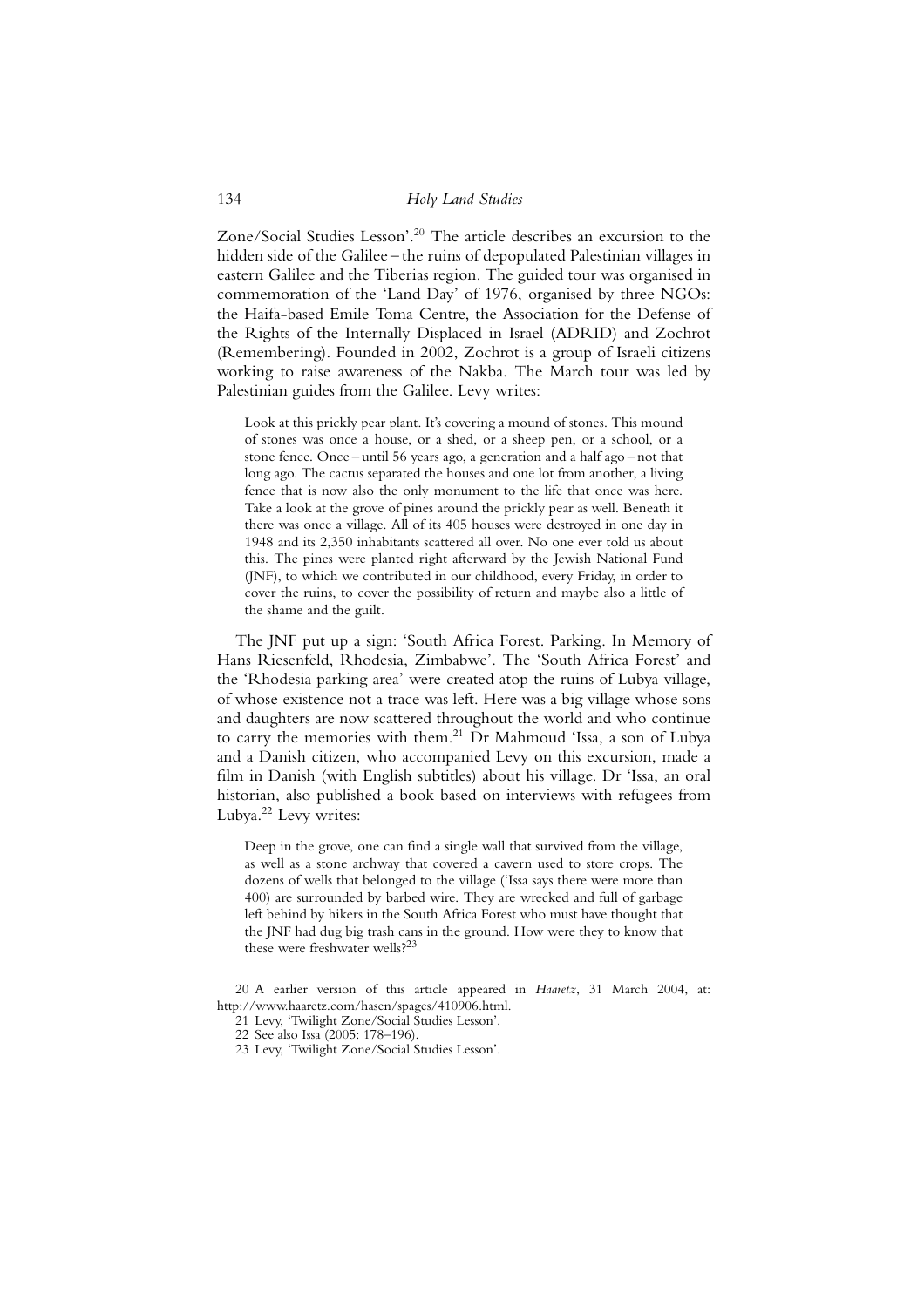Zone/Social Studies Lesson'.[20] The article describes an excursion to the hidden side of the Galilee – the ruins of depopulated Palestinian villages in eastern Galilee and the Tiberias region. The guided tour was organised in commemoration of the 'Land Day' of 1976, organised by three NGOs: the Haifa-based Emile Toma Centre, the Association for the Defense of the Rights of the Internally Displaced in Israel (ADRID) and Zochrot (Remembering). Founded in 2002, Zochrot is a group of Israeli citizens working to raise awareness of the Nakba. The March tour was led by Palestinian guides from the Galilee. Levy writes:

> Look at this prickly pear plant. It's covering a mound of stones. This mound of stones was once a house, or a shed, or a sheep pen, or a school, or a stone fence. Once – until 56 years ago, a generation and a half ago – not that long ago. The cactus separated the houses and one lot from another, a living fence that is now also the only monument to the life that once was here. Take a look at the grove of pines around the prickly pear as well. Beneath it there was once a village. All of its 405 houses were destroyed in one day in 1948 and its 2,350 inhabitants scattered all over. No one ever told us about this. The pines were planted right afterward by the Jewish National Fund (JNF), to which we contributed in our childhood, every Friday, in order to cover the ruins, to cover the possibility of return and maybe also a little of the shame and the guilt.

The JNF put up a sign: 'South Africa Forest. Parking. In Memory of Hans Riesenfeld, Rhodesia, Zimbabwe'. The 'South Africa Forest' and the 'Rhodesia parking area' were created atop the ruins of Lubya village, of whose existence not a trace was left. Here was a big village whose sons and daughters are now scattered throughout the world and who continue to carry the memories with them.[21] Dr Mahmoud 'Issa, a son of Lubya and a Danish citizen, who accompanied Levy on this excursion, made a film in Danish (with English subtitles) about his village. Dr 'Issa, an oral historian, also published a book based on interviews with refugees from Lubya.[22] Levy writes:

> Deep in the grove, one can find a single wall that survived from the village, as well as a stone archway that covered a cavern used to store crops. The dozens of wells that belonged to the village ('Issa says there were more than 400) are surrounded by barbed wire. They are wrecked and full of garbage left behind by hikers in the South Africa Forest who must have thought that the JNF had dug big trash cans in the ground. How were they to know that these were freshwater wells?[23]

20 A earlier version of this article appeared in *Haaretz*, 31 March 2004, at: http://www.haaretz.com/hasen/spages/410906.html.

21 Levy, 'Twilight Zone/Social Studies Lesson'.

22 See also Issa (2005: 178–196).

23 Levy, 'Twilight Zone/Social Studies Lesson'.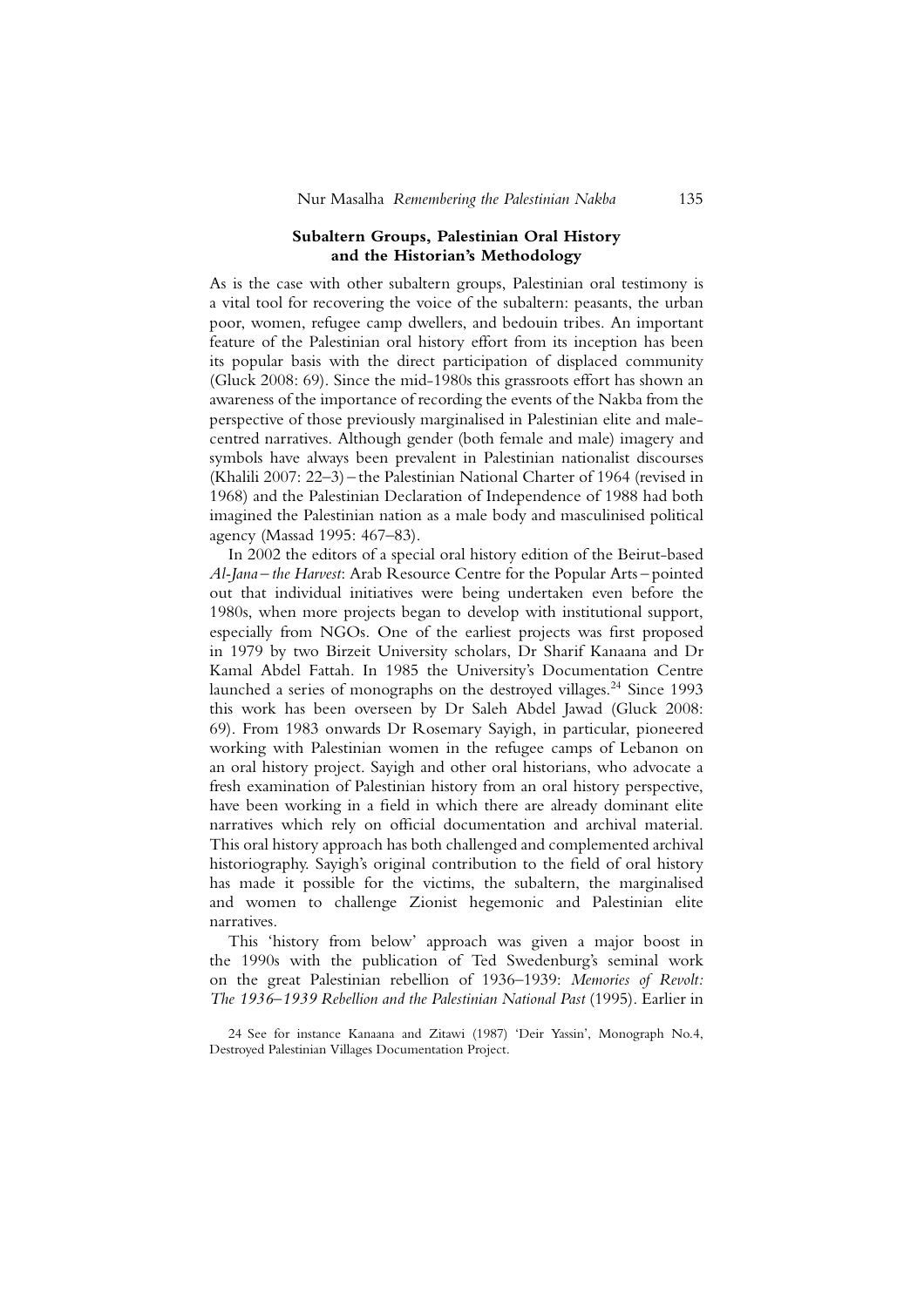### Subaltern Groups, Palestinian Oral History and the Historian's Methodology

As is the case with other subaltern groups, Palestinian oral testimony is a vital tool for recovering the voice of the subaltern: peasants, the urban poor, women, refugee camp dwellers, and bedouin tribes. An important feature of the Palestinian oral history effort from its inception has been its popular basis with the direct participation of displaced community (Gluck 2008: 69). Since the mid-1980s this grassroots effort has shown an awareness of the importance of recording the events of the Nakba from the perspective of those previously marginalised in Palestinian elite and male-centred narratives. Although gender (both female and male) imagery and symbols have always been prevalent in Palestinian nationalist discourses (Khalili 2007: 22–3) – the Palestinian National Charter of 1964 (revised in 1968) and the Palestinian Declaration of Independence of 1988 had both imagined the Palestinian nation as a male body and masculinised political agency (Massad 1995: 467–83).

In 2002 the editors of a special oral history edition of the Beirut-based *Al-Jana – the Harvest*: Arab Resource Centre for the Popular Arts – pointed out that individual initiatives were being undertaken even before the 1980s, when more projects began to develop with institutional support, especially from NGOs. One of the earliest projects was first proposed in 1979 by two Birzeit University scholars, Dr Sharif Kanaana and Dr Kamal Abdel Fattah. In 1985 the University's Documentation Centre launched a series of monographs on the destroyed villages.[24] Since 1993 this work has been overseen by Dr Saleh Abdel Jawad (Gluck 2008: 69). From 1983 onwards Dr Rosemary Sayigh, in particular, pioneered working with Palestinian women in the refugee camps of Lebanon on an oral history project. Sayigh and other oral historians, who advocate a fresh examination of Palestinian history from an oral history perspective, have been working in a field in which there are already dominant elite narratives which rely on official documentation and archival material. This oral history approach has both challenged and complemented archival historiography. Sayigh's original contribution to the field of oral history has made it possible for the victims, the subaltern, the marginalised and women to challenge Zionist hegemonic and Palestinian elite narratives.

This 'history from below' approach was given a major boost in the 1990s with the publication of Ted Swedenburg's seminal work on the great Palestinian rebellion of 1936–1939: *Memories of Revolt: The 1936–1939 Rebellion and the Palestinian National Past* (1995). Earlier in

24 See for instance Kanaana and Zitawi (1987) 'Deir Yassin', Monograph No.4, Destroyed Palestinian Villages Documentation Project.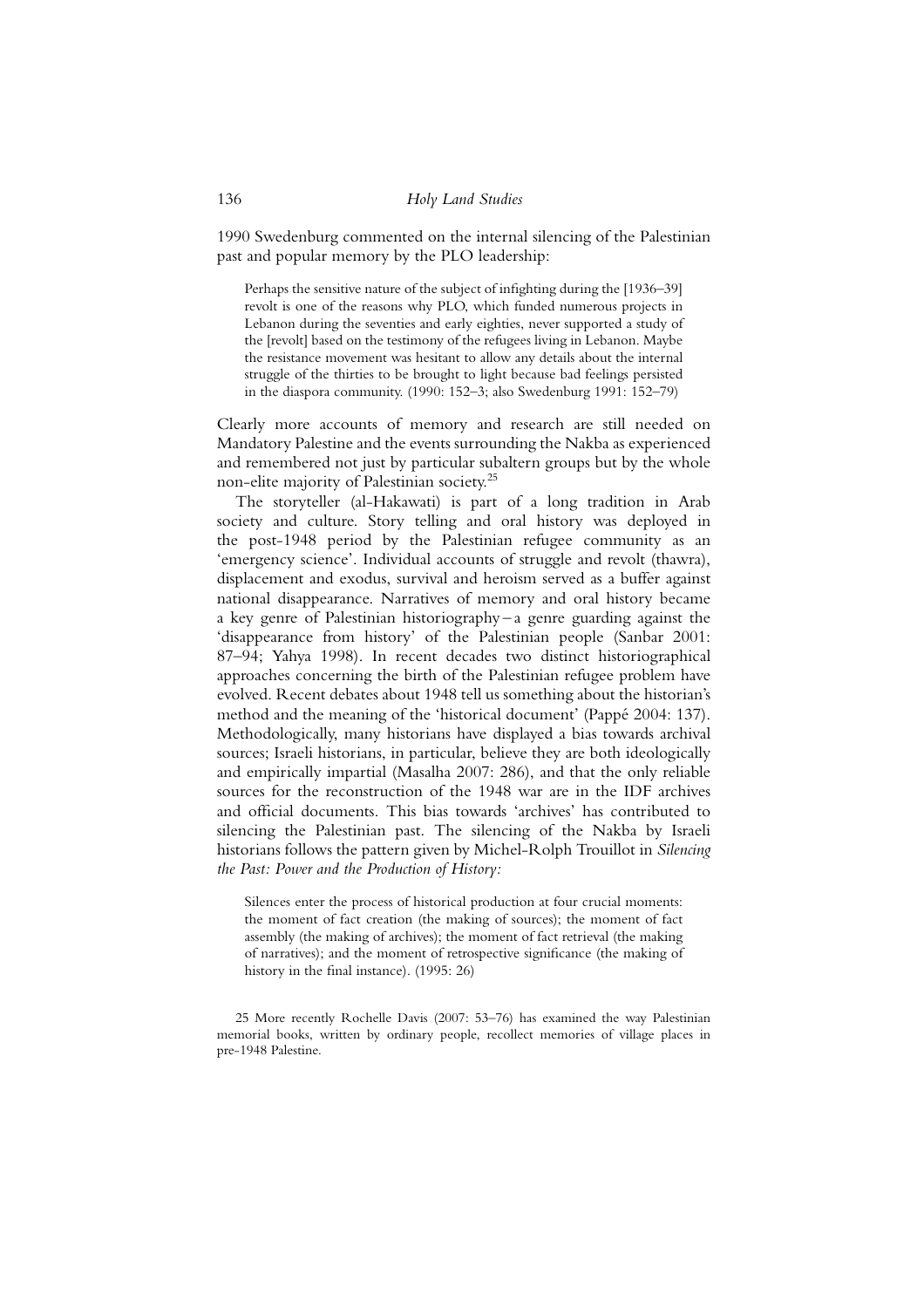1990 Swedenburg commented on the internal silencing of the Palestinian past and popular memory by the PLO leadership:

> Perhaps the sensitive nature of the subject of infighting during the [1936–39] revolt is one of the reasons why PLO, which funded numerous projects in Lebanon during the seventies and early eighties, never supported a study of the [revolt] based on the testimony of the refugees living in Lebanon. Maybe the resistance movement was hesitant to allow any details about the internal struggle of the thirties to be brought to light because bad feelings persisted in the diaspora community. (1990: 152–3; also Swedenburg 1991: 152–79)

Clearly more accounts of memory and research are still needed on Mandatory Palestine and the events surrounding the Nakba as experienced and remembered not just by particular subaltern groups but by the whole non-elite majority of Palestinian society.[25]

The storyteller (al-Hakawati) is part of a long tradition in Arab society and culture. Story telling and oral history was deployed in the post-1948 period by the Palestinian refugee community as an 'emergency science'. Individual accounts of struggle and revolt (thawra), displacement and exodus, survival and heroism served as a buffer against national disappearance. Narratives of memory and oral history became a key genre of Palestinian historiography – a genre guarding against the 'disappearance from history' of the Palestinian people (Sanbar 2001: 87–94; Yahya 1998). In recent decades two distinct historiographical approaches concerning the birth of the Palestinian refugee problem have evolved. Recent debates about 1948 tell us something about the historian's method and the meaning of the 'historical document' (Pappé 2004: 137). Methodologically, many historians have displayed a bias towards archival sources; Israeli historians, in particular, believe they are both ideologically and empirically impartial (Masalha 2007: 286), and that the only reliable sources for the reconstruction of the 1948 war are in the IDF archives and official documents. This bias towards 'archives' has contributed to silencing the Palestinian past. The silencing of the Nakba by Israeli historians follows the pattern given by Michel-Rolph Trouillot in *Silencing the Past: Power and the Production of History:*

> Silences enter the process of historical production at four crucial moments: the moment of fact creation (the making of sources); the moment of fact assembly (the making of archives); the moment of fact retrieval (the making of narratives); and the moment of retrospective significance (the making of history in the final instance). (1995: 26)

25 More recently Rochelle Davis (2007: 53–76) has examined the way Palestinian memorial books, written by ordinary people, recollect memories of village places in pre-1948 Palestine.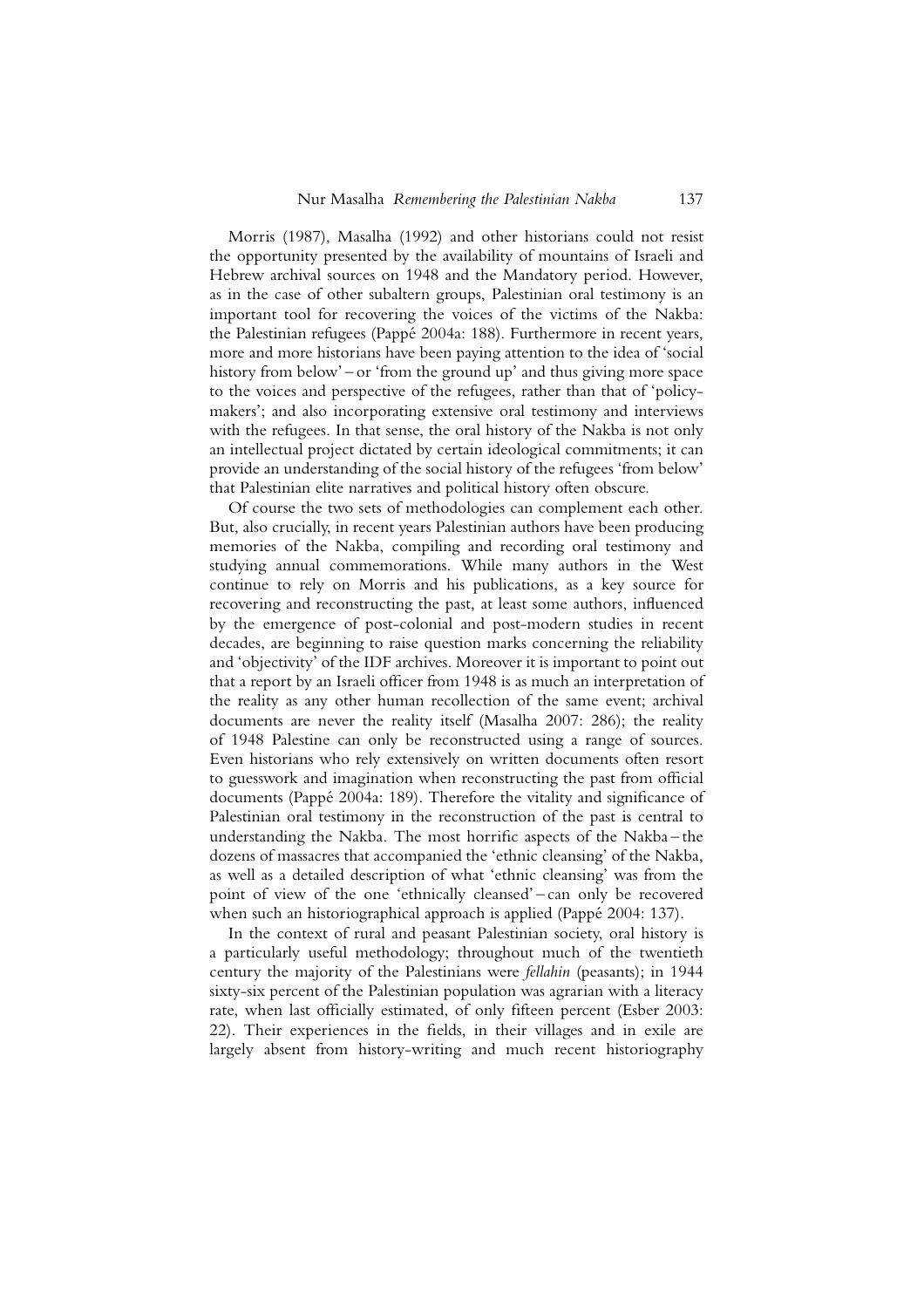Morris (1987), Masalha (1992) and other historians could not resist the opportunity presented by the availability of mountains of Israeli and Hebrew archival sources on 1948 and the Mandatory period. However, as in the case of other subaltern groups, Palestinian oral testimony is an important tool for recovering the voices of the victims of the Nakba: the Palestinian refugees (Pappé 2004a: 188). Furthermore in recent years, more and more historians have been paying attention to the idea of 'social history from below' – or 'from the ground up' and thus giving more space to the voices and perspective of the refugees, rather than that of 'policy-makers'; and also incorporating extensive oral testimony and interviews with the refugees. In that sense, the oral history of the Nakba is not only an intellectual project dictated by certain ideological commitments; it can provide an understanding of the social history of the refugees 'from below' that Palestinian elite narratives and political history often obscure.

Of course the two sets of methodologies can complement each other. But, also crucially, in recent years Palestinian authors have been producing memories of the Nakba, compiling and recording oral testimony and studying annual commemorations. While many authors in the West continue to rely on Morris and his publications, as a key source for recovering and reconstructing the past, at least some authors, influenced by the emergence of post-colonial and post-modern studies in recent decades, are beginning to raise question marks concerning the reliability and 'objectivity' of the IDF archives. Moreover it is important to point out that a report by an Israeli officer from 1948 is as much an interpretation of the reality as any other human recollection of the same event; archival documents are never the reality itself (Masalha 2007: 286); the reality of 1948 Palestine can only be reconstructed using a range of sources. Even historians who rely extensively on written documents often resort to guesswork and imagination when reconstructing the past from official documents (Pappé 2004a: 189). Therefore the vitality and significance of Palestinian oral testimony in the reconstruction of the past is central to understanding the Nakba. The most horrific aspects of the Nakba – the dozens of massacres that accompanied the 'ethnic cleansing' of the Nakba, as well as a detailed description of what 'ethnic cleansing' was from the point of view of the one 'ethnically cleansed' – can only be recovered when such an historiographical approach is applied (Pappé 2004: 137).

In the context of rural and peasant Palestinian society, oral history is a particularly useful methodology; throughout much of the twentieth century the majority of the Palestinians were *fellahin* (peasants); in 1944 sixty-six percent of the Palestinian population was agrarian with a literacy rate, when last officially estimated, of only fifteen percent (Esber 2003: 22). Their experiences in the fields, in their villages and in exile are largely absent from history-writing and much recent historiography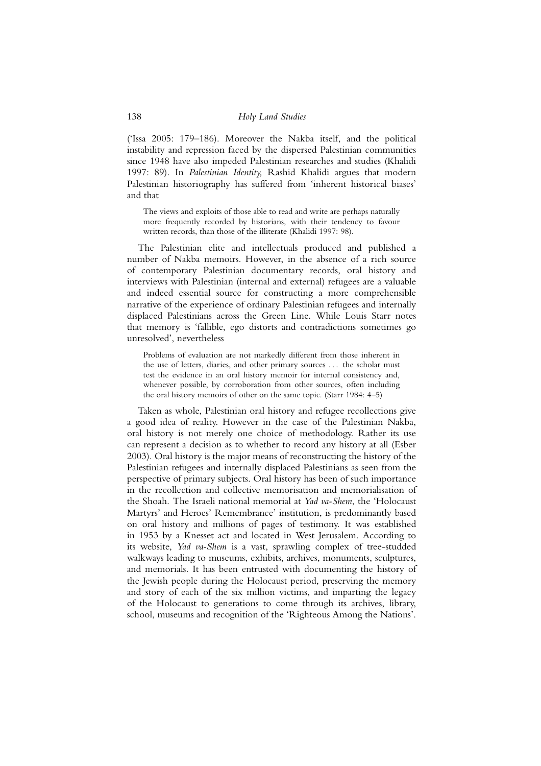('Issa 2005: 179–186). Moreover the Nakba itself, and the political instability and repression faced by the dispersed Palestinian communities since 1948 have also impeded Palestinian researches and studies (Khalidi 1997: 89). In *Palestinian Identity,* Rashid Khalidi argues that modern Palestinian historiography has suffered from 'inherent historical biases' and that

> The views and exploits of those able to read and write are perhaps naturally more frequently recorded by historians, with their tendency to favour written records, than those of the illiterate (Khalidi 1997: 98).

The Palestinian elite and intellectuals produced and published a number of Nakba memoirs. However, in the absence of a rich source of contemporary Palestinian documentary records, oral history and interviews with Palestinian (internal and external) refugees are a valuable and indeed essential source for constructing a more comprehensible narrative of the experience of ordinary Palestinian refugees and internally displaced Palestinians across the Green Line. While Louis Starr notes that memory is 'fallible, ego distorts and contradictions sometimes go unresolved', nevertheless

> Problems of evaluation are not markedly different from those inherent in the use of letters, diaries, and other primary sources . . . the scholar must test the evidence in an oral history memoir for internal consistency and, whenever possible, by corroboration from other sources, often including the oral history memoirs of other on the same topic. (Starr 1984: 4–5)

Taken as whole, Palestinian oral history and refugee recollections give a good idea of reality. However in the case of the Palestinian Nakba, oral history is not merely one choice of methodology. Rather its use can represent a decision as to whether to record any history at all (Esber 2003). Oral history is the major means of reconstructing the history of the Palestinian refugees and internally displaced Palestinians as seen from the perspective of primary subjects. Oral history has been of such importance in the recollection and collective memorisation and memorialisation of the Shoah. The Israeli national memorial at *Yad va-Shem*, the 'Holocaust Martyrs' and Heroes' Remembrance' institution, is predominantly based on oral history and millions of pages of testimony. It was established in 1953 by a Knesset act and located in West Jerusalem. According to its website, *Yad va-Shem* is a vast, sprawling complex of tree-studded walkways leading to museums, exhibits, archives, monuments, sculptures, and memorials. It has been entrusted with documenting the history of the Jewish people during the Holocaust period, preserving the memory and story of each of the six million victims, and imparting the legacy of the Holocaust to generations to come through its archives, library, school, museums and recognition of the 'Righteous Among the Nations'.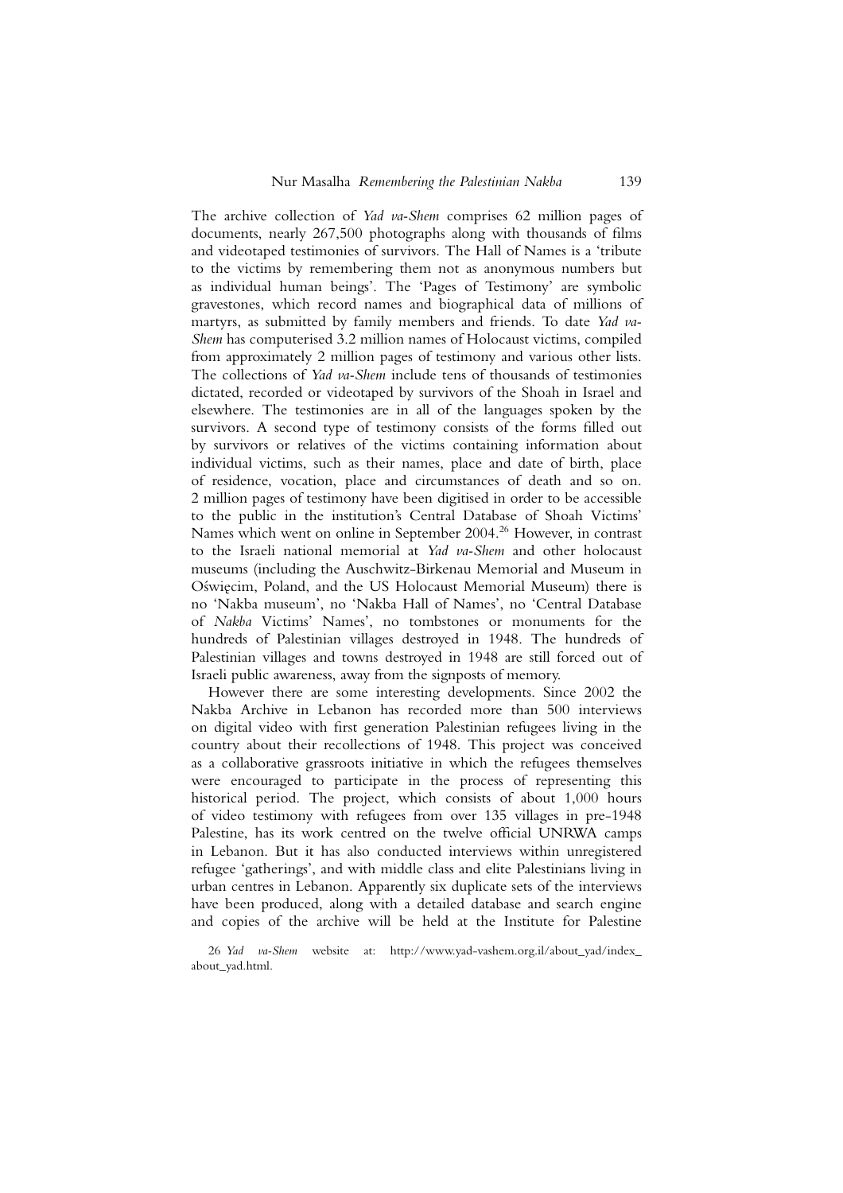The archive collection of *Yad va-Shem* comprises 62 million pages of documents, nearly 267,500 photographs along with thousands of films and videotaped testimonies of survivors. The Hall of Names is a 'tribute to the victims by remembering them not as anonymous numbers but as individual human beings'. The 'Pages of Testimony' are symbolic gravestones, which record names and biographical data of millions of martyrs, as submitted by family members and friends. To date *Yad va-Shem* has computerised 3.2 million names of Holocaust victims, compiled from approximately 2 million pages of testimony and various other lists. The collections of *Yad va-Shem* include tens of thousands of testimonies dictated, recorded or videotaped by survivors of the Shoah in Israel and elsewhere. The testimonies are in all of the languages spoken by the survivors. A second type of testimony consists of the forms filled out by survivors or relatives of the victims containing information about individual victims, such as their names, place and date of birth, place of residence, vocation, place and circumstances of death and so on. 2 million pages of testimony have been digitised in order to be accessible to the public in the institution's Central Database of Shoah Victims' Names which went on online in September 2004.[26] However, in contrast to the Israeli national memorial at *Yad va-Shem* and other holocaust museums (including the Auschwitz-Birkenau Memorial and Museum in Oświęcim, Poland, and the US Holocaust Memorial Museum) there is no 'Nakba museum', no 'Nakba Hall of Names', no 'Central Database of *Nakba* Victims' Names', no tombstones or monuments for the hundreds of Palestinian villages destroyed in 1948. The hundreds of Palestinian villages and towns destroyed in 1948 are still forced out of Israeli public awareness, away from the signposts of memory.

However there are some interesting developments. Since 2002 the Nakba Archive in Lebanon has recorded more than 500 interviews on digital video with first generation Palestinian refugees living in the country about their recollections of 1948. This project was conceived as a collaborative grassroots initiative in which the refugees themselves were encouraged to participate in the process of representing this historical period. The project, which consists of about 1,000 hours of video testimony with refugees from over 135 villages in pre-1948 Palestine, has its work centred on the twelve official UNRWA camps in Lebanon. But it has also conducted interviews within unregistered refugee 'gatherings', and with middle class and elite Palestinians living in urban centres in Lebanon. Apparently six duplicate sets of the interviews have been produced, along with a detailed database and search engine and copies of the archive will be held at the Institute for Palestine

26 *Yad va-Shem* website at: http://www.yad-vashem.org.il/about_yad/index_about_yad.html.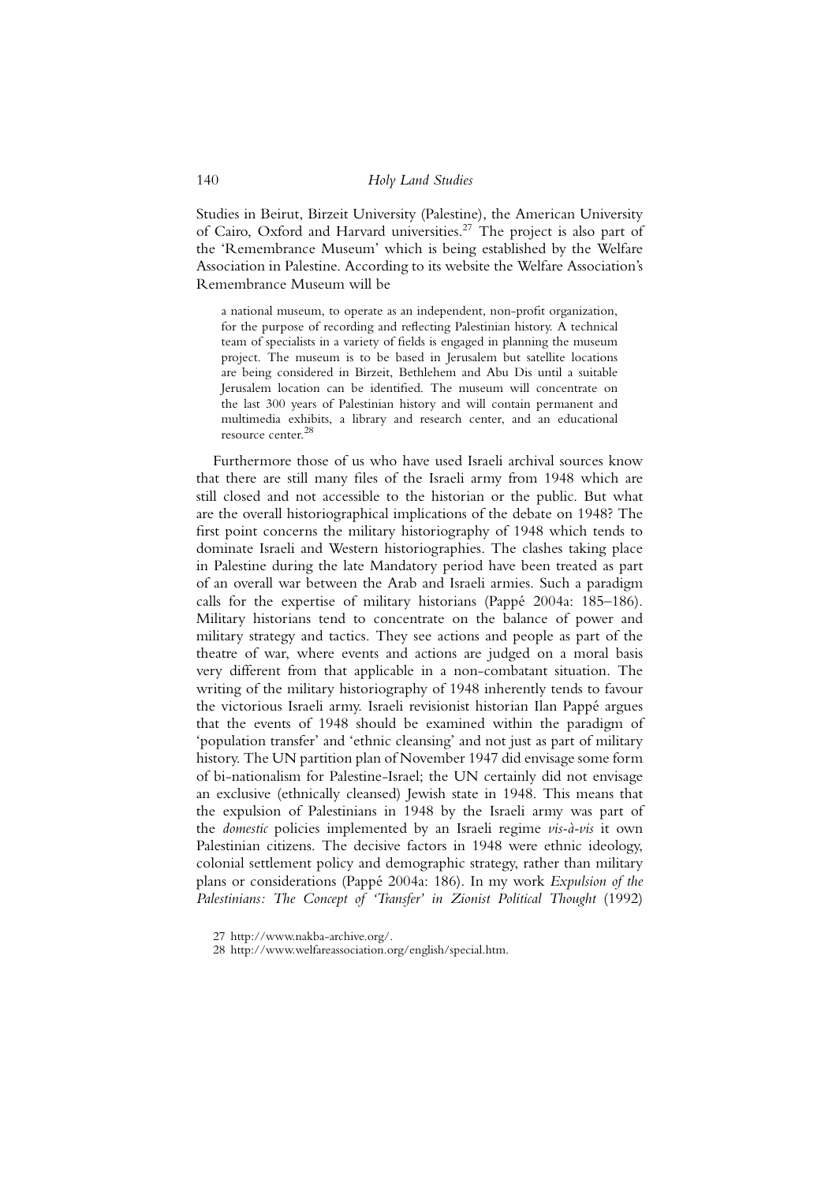Studies in Beirut, Birzeit University (Palestine), the American University of Cairo, Oxford and Harvard universities.[27] The project is also part of the 'Remembrance Museum' which is being established by the Welfare Association in Palestine. According to its website the Welfare Association's Remembrance Museum will be

> a national museum, to operate as an independent, non-profit organization, for the purpose of recording and reflecting Palestinian history. A technical team of specialists in a variety of fields is engaged in planning the museum project. The museum is to be based in Jerusalem but satellite locations are being considered in Birzeit, Bethlehem and Abu Dis until a suitable Jerusalem location can be identified. The museum will concentrate on the last 300 years of Palestinian history and will contain permanent and multimedia exhibits, a library and research center, and an educational resource center.[28]

Furthermore those of us who have used Israeli archival sources know that there are still many files of the Israeli army from 1948 which are still closed and not accessible to the historian or the public. But what are the overall historiographical implications of the debate on 1948? The first point concerns the military historiography of 1948 which tends to dominate Israeli and Western historiographies. The clashes taking place in Palestine during the late Mandatory period have been treated as part of an overall war between the Arab and Israeli armies. Such a paradigm calls for the expertise of military historians (Pappé 2004a: 185–186). Military historians tend to concentrate on the balance of power and military strategy and tactics. They see actions and people as part of the theatre of war, where events and actions are judged on a moral basis very different from that applicable in a non-combatant situation. The writing of the military historiography of 1948 inherently tends to favour the victorious Israeli army. Israeli revisionist historian Ilan Pappé argues that the events of 1948 should be examined within the paradigm of 'population transfer' and 'ethnic cleansing' and not just as part of military history. The UN partition plan of November 1947 did envisage some form of bi-nationalism for Palestine-Israel; the UN certainly did not envisage an exclusive (ethnically cleansed) Jewish state in 1948. This means that the expulsion of Palestinians in 1948 by the Israeli army was part of the *domestic* policies implemented by an Israeli regime *vis-à-vis* it own Palestinian citizens. The decisive factors in 1948 were ethnic ideology, colonial settlement policy and demographic strategy, rather than military plans or considerations (Pappé 2004a: 186). In my work *Expulsion of the Palestinians: The Concept of 'Transfer' in Zionist Political Thought* (1992)

27 http://www.nakba-archive.org/.

28 http://www.welfareassociation.org/english/special.htm.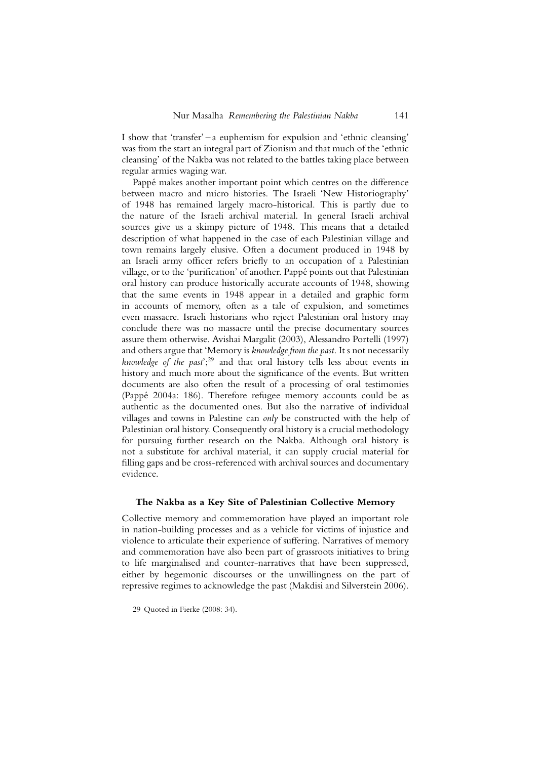I show that 'transfer' – a euphemism for expulsion and 'ethnic cleansing' was from the start an integral part of Zionism and that much of the 'ethnic cleansing' of the Nakba was not related to the battles taking place between regular armies waging war.

Pappé makes another important point which centres on the difference between macro and micro histories. The Israeli 'New Historiography' of 1948 has remained largely macro-historical. This is partly due to the nature of the Israeli archival material. In general Israeli archival sources give us a skimpy picture of 1948. This means that a detailed description of what happened in the case of each Palestinian village and town remains largely elusive. Often a document produced in 1948 by an Israeli army officer refers briefly to an occupation of a Palestinian village, or to the 'purification' of another. Pappé points out that Palestinian oral history can produce historically accurate accounts of 1948, showing that the same events in 1948 appear in a detailed and graphic form in accounts of memory, often as a tale of expulsion, and sometimes even massacre. Israeli historians who reject Palestinian oral history may conclude there was no massacre until the precise documentary sources assure them otherwise. Avishai Margalit (2003), Alessandro Portelli (1997) and others argue that 'Memory is *knowledge from the past*. It s not necessarily *knowledge of the past*';[29] and that oral history tells less about events in history and much more about the significance of the events. But written documents are also often the result of a processing of oral testimonies (Pappé 2004a: 186). Therefore refugee memory accounts could be as authentic as the documented ones. But also the narrative of individual villages and towns in Palestine can *only* be constructed with the help of Palestinian oral history. Consequently oral history is a crucial methodology for pursuing further research on the Nakba. Although oral history is not a substitute for archival material, it can supply crucial material for filling gaps and be cross-referenced with archival sources and documentary evidence.

## The Nakba as a Key Site of Palestinian Collective Memory

Collective memory and commemoration have played an important role in nation-building processes and as a vehicle for victims of injustice and violence to articulate their experience of suffering. Narratives of memory and commemoration have also been part of grassroots initiatives to bring to life marginalised and counter-narratives that have been suppressed, either by hegemonic discourses or the unwillingness on the part of repressive regimes to acknowledge the past (Makdisi and Silverstein 2006).

29 Quoted in Fierke (2008: 34).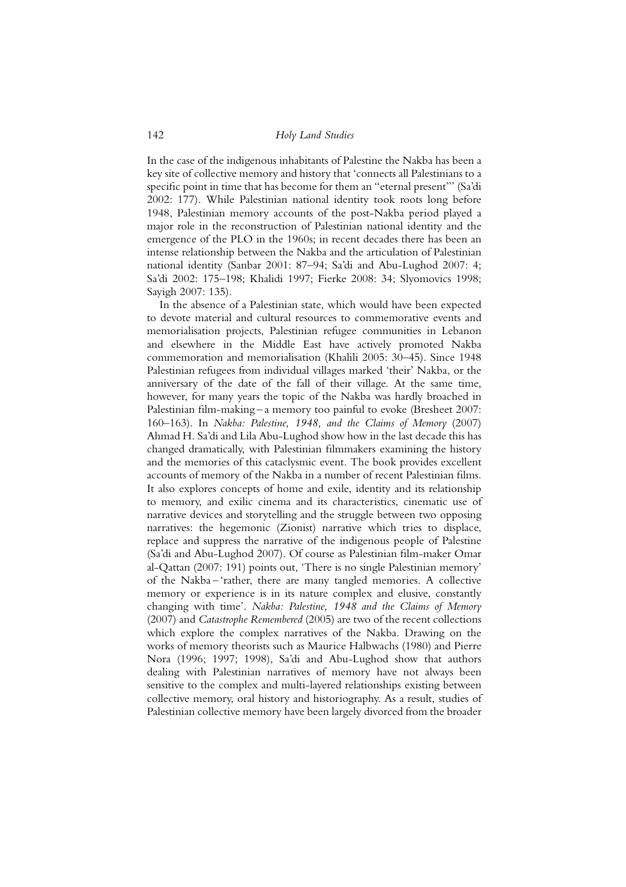In the case of the indigenous inhabitants of Palestine the Nakba has been a key site of collective memory and history that 'connects all Palestinians to a specific point in time that has become for them an "eternal present"' (Sa'di 2002: 177). While Palestinian national identity took roots long before 1948, Palestinian memory accounts of the post-Nakba period played a major role in the reconstruction of Palestinian national identity and the emergence of the PLO in the 1960s; in recent decades there has been an intense relationship between the Nakba and the articulation of Palestinian national identity (Sanbar 2001: 87–94; Sa'di and Abu-Lughod 2007: 4; Sa'di 2002: 175–198; Khalidi 1997; Fierke 2008: 34; Slyomovics 1998; Sayigh 2007: 135).

In the absence of a Palestinian state, which would have been expected to devote material and cultural resources to commemorative events and memorialisation projects, Palestinian refugee communities in Lebanon and elsewhere in the Middle East have actively promoted Nakba commemoration and memorialisation (Khalili 2005: 30–45). Since 1948 Palestinian refugees from individual villages marked 'their' Nakba, or the anniversary of the date of the fall of their village. At the same time, however, for many years the topic of the Nakba was hardly broached in Palestinian film-making – a memory too painful to evoke (Bresheet 2007: 160–163). In *Nakba: Palestine, 1948, and the Claims of Memory* (2007) Ahmad H. Sa'di and Lila Abu-Lughod show how in the last decade this has changed dramatically, with Palestinian filmmakers examining the history and the memories of this cataclysmic event. The book provides excellent accounts of memory of the Nakba in a number of recent Palestinian films. It also explores concepts of home and exile, identity and its relationship to memory, and exilic cinema and its characteristics, cinematic use of narrative devices and storytelling and the struggle between two opposing narratives: the hegemonic (Zionist) narrative which tries to displace, replace and suppress the narrative of the indigenous people of Palestine (Sa'di and Abu-Lughod 2007). Of course as Palestinian film-maker Omar al-Qattan (2007: 191) points out, 'There is no single Palestinian memory' of the Nakba – 'rather, there are many tangled memories. A collective memory or experience is in its nature complex and elusive, constantly changing with time'. *Nakba: Palestine, 1948 and the Claims of Memory* (2007) and *Catastrophe Remembered* (2005) are two of the recent collections which explore the complex narratives of the Nakba. Drawing on the works of memory theorists such as Maurice Halbwachs (1980) and Pierre Nora (1996; 1997; 1998), Sa'di and Abu-Lughod show that authors dealing with Palestinian narratives of memory have not always been sensitive to the complex and multi-layered relationships existing between collective memory, oral history and historiography. As a result, studies of Palestinian collective memory have been largely divorced from the broader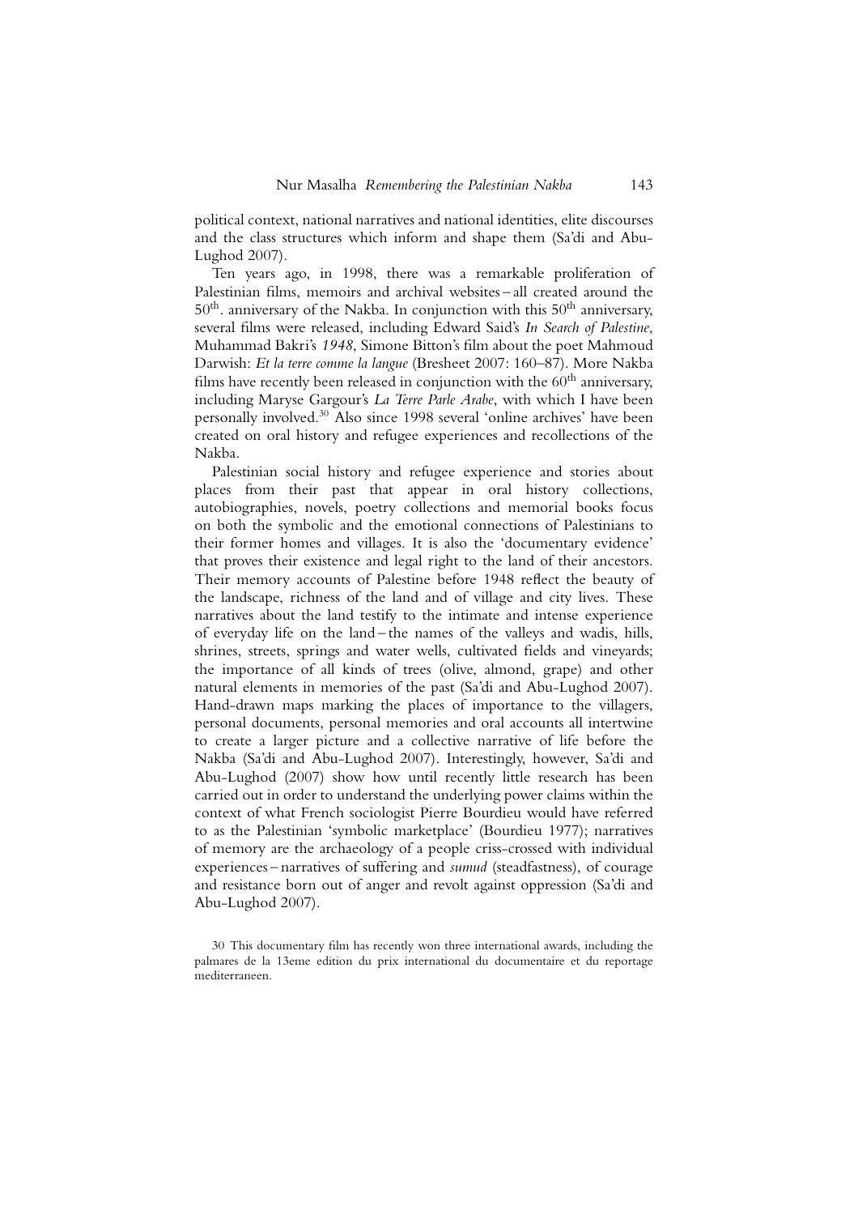political context, national narratives and national identities, elite discourses and the class structures which inform and shape them (Sa'di and Abu-Lughod 2007).

Ten years ago, in 1998, there was a remarkable proliferation of Palestinian films, memoirs and archival websites – all created around the $50^{th}$. anniversary of the Nakba. In conjunction with this $50^{th}$ anniversary, several films were released, including Edward Said's *In Search of Palestine*, Muhammad Bakri's *1948*, Simone Bitton's film about the poet Mahmoud Darwish: *Et la terre comme la langue* (Bresheet 2007: 160–87). More Nakba films have recently been released in conjunction with the $60^{th}$ anniversary, including Maryse Gargour's *La Terre Parle Arabe*, with which I have been personally involved.[30] Also since 1998 several 'online archives' have been created on oral history and refugee experiences and recollections of the Nakba.

Palestinian social history and refugee experience and stories about places from their past that appear in oral history collections, autobiographies, novels, poetry collections and memorial books focus on both the symbolic and the emotional connections of Palestinians to their former homes and villages. It is also the 'documentary evidence' that proves their existence and legal right to the land of their ancestors. Their memory accounts of Palestine before 1948 reflect the beauty of the landscape, richness of the land and of village and city lives. These narratives about the land testify to the intimate and intense experience of everyday life on the land – the names of the valleys and wadis, hills, shrines, streets, springs and water wells, cultivated fields and vineyards; the importance of all kinds of trees (olive, almond, grape) and other natural elements in memories of the past (Sa'di and Abu-Lughod 2007). Hand-drawn maps marking the places of importance to the villagers, personal documents, personal memories and oral accounts all intertwine to create a larger picture and a collective narrative of life before the Nakba (Sa'di and Abu-Lughod 2007). Interestingly, however, Sa'di and Abu-Lughod (2007) show how until recently little research has been carried out in order to understand the underlying power claims within the context of what French sociologist Pierre Bourdieu would have referred to as the Palestinian 'symbolic marketplace' (Bourdieu 1977); narratives of memory are the archaeology of a people criss-crossed with individual experiences – narratives of suffering and *sumud* (steadfastness), of courage and resistance born out of anger and revolt against oppression (Sa'di and Abu-Lughod 2007).

30 This documentary film has recently won three international awards, including the palmares de la 13eme edition du prix international du documentaire et du reportage mediterraneen.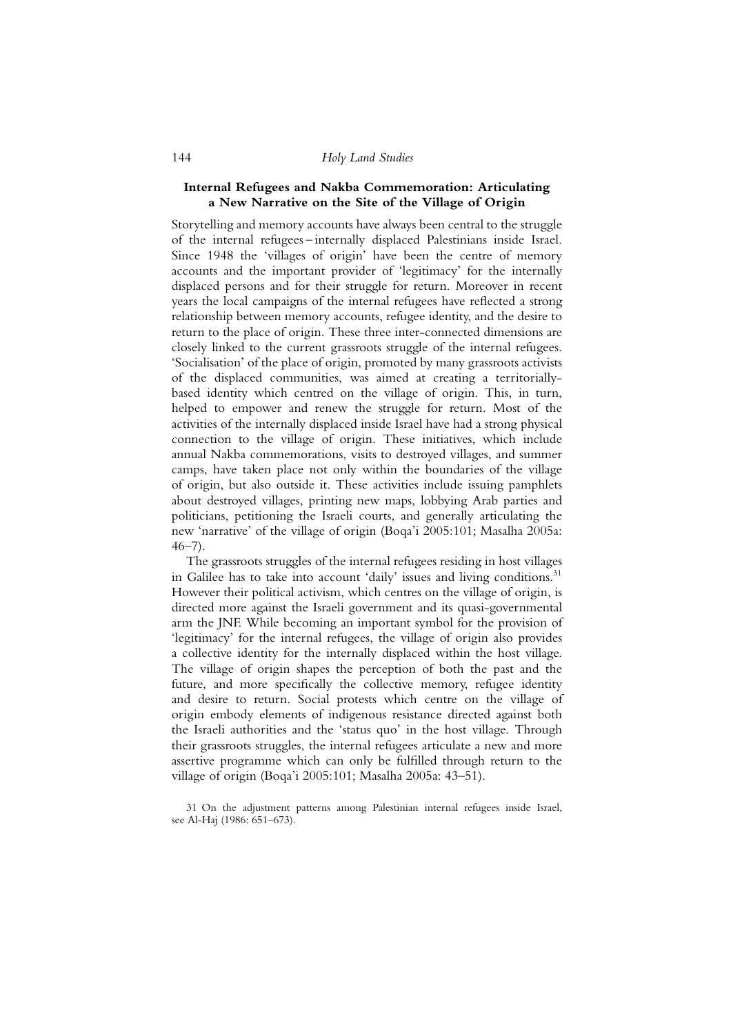### Internal Refugees and Nakba Commemoration: Articulating a New Narrative on the Site of the Village of Origin

Storytelling and memory accounts have always been central to the struggle of the internal refugees – internally displaced Palestinians inside Israel. Since 1948 the 'villages of origin' have been the centre of memory accounts and the important provider of 'legitimacy' for the internally displaced persons and for their struggle for return. Moreover in recent years the local campaigns of the internal refugees have reflected a strong relationship between memory accounts, refugee identity, and the desire to return to the place of origin. These three inter-connected dimensions are closely linked to the current grassroots struggle of the internal refugees. 'Socialisation' of the place of origin, promoted by many grassroots activists of the displaced communities, was aimed at creating a territorially-based identity which centred on the village of origin. This, in turn, helped to empower and renew the struggle for return. Most of the activities of the internally displaced inside Israel have had a strong physical connection to the village of origin. These initiatives, which include annual Nakba commemorations, visits to destroyed villages, and summer camps, have taken place not only within the boundaries of the village of origin, but also outside it. These activities include issuing pamphlets about destroyed villages, printing new maps, lobbying Arab parties and politicians, petitioning the Israeli courts, and generally articulating the new 'narrative' of the village of origin (Boqa'i 2005:101; Masalha 2005a: 46–7).

The grassroots struggles of the internal refugees residing in host villages in Galilee has to take into account 'daily' issues and living conditions.[31] However their political activism, which centres on the village of origin, is directed more against the Israeli government and its quasi-governmental arm the JNF. While becoming an important symbol for the provision of 'legitimacy' for the internal refugees, the village of origin also provides a collective identity for the internally displaced within the host village. The village of origin shapes the perception of both the past and the future, and more specifically the collective memory, refugee identity and desire to return. Social protests which centre on the village of origin embody elements of indigenous resistance directed against both the Israeli authorities and the 'status quo' in the host village. Through their grassroots struggles, the internal refugees articulate a new and more assertive programme which can only be fulfilled through return to the village of origin (Boqa'i 2005:101; Masalha 2005a: 43–51).

31 On the adjustment patterns among Palestinian internal refugees inside Israel, see Al-Haj (1986: 651–673).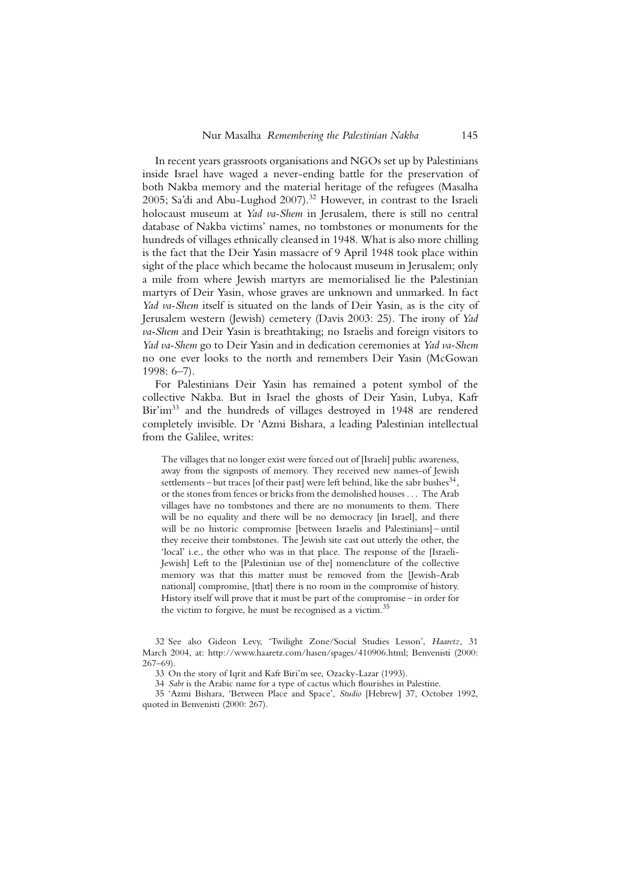In recent years grassroots organisations and NGOs set up by Palestinians inside Israel have waged a never-ending battle for the preservation of both Nakba memory and the material heritage of the refugees (Masalha 2005; Sa'di and Abu-Lughod 2007).[32] However, in contrast to the Israeli holocaust museum at *Yad va-Shem* in Jerusalem, there is still no central database of Nakba victims' names, no tombstones or monuments for the hundreds of villages ethnically cleansed in 1948. What is also more chilling is the fact that the Deir Yasin massacre of 9 April 1948 took place within sight of the place which became the holocaust museum in Jerusalem; only a mile from where Jewish martyrs are memorialised lie the Palestinian martyrs of Deir Yasin, whose graves are unknown and unmarked. In fact *Yad va-Shem* itself is situated on the lands of Deir Yasin, as is the city of Jerusalem western (Jewish) cemetery (Davis 2003: 25). The irony of *Yad va-Shem* and Deir Yasin is breathtaking; no Israelis and foreign visitors to *Yad va-Shem* go to Deir Yasin and in dedication ceremonies at *Yad va-Shem* no one ever looks to the north and remembers Deir Yasin (McGowan 1998: 6–7).

For Palestinians Deir Yasin has remained a potent symbol of the collective Nakba. But in Israel the ghosts of Deir Yasin, Lubya, Kafr Bir'im[33] and the hundreds of villages destroyed in 1948 are rendered completely invisible. Dr 'Azmi Bishara, a leading Palestinian intellectual from the Galilee, writes:

> The villages that no longer exist were forced out of [Israeli] public awareness, away from the signposts of memory. They received new names-of Jewish settlements – but traces [of their past] were left behind, like the sabr bushes[34], or the stones from fences or bricks from the demolished houses . . . The Arab villages have no tombstones and there are no monuments to them. There will be no equality and there will be no democracy [in Israel], and there will be no historic compromise [between Israelis and Palestinians] – until they receive their tombstones. The Jewish site cast out utterly the other, the 'local' i.e., the other who was in that place. The response of the [Israeli-Jewish] Left to the [Palestinian use of the] nomenclature of the collective memory was that this matter must be removed from the [Jewish-Arab national] compromise, [that] there is no room in the compromise of history. History itself will prove that it must be part of the compromise – in order for the victim to forgive, he must be recognised as a victim.[35]

32 See also Gideon Levy, 'Twilight Zone/Social Studies Lesson', *Haaretz*, 31 March 2004, at: http://www.haaretz.com/hasen/spages/410906.html; Benvenisti (2000: 267–69).

33 On the story of Iqrit and Kafr Biri'm see, Ozacky-Lazar (1993).

34 *Sabr* is the Arabic name for a type of cactus which flourishes in Palestine.

35 'Azmi Bishara, 'Between Place and Space', *Studio* [Hebrew] 37, October 1992, quoted in Benvenisti (2000: 267).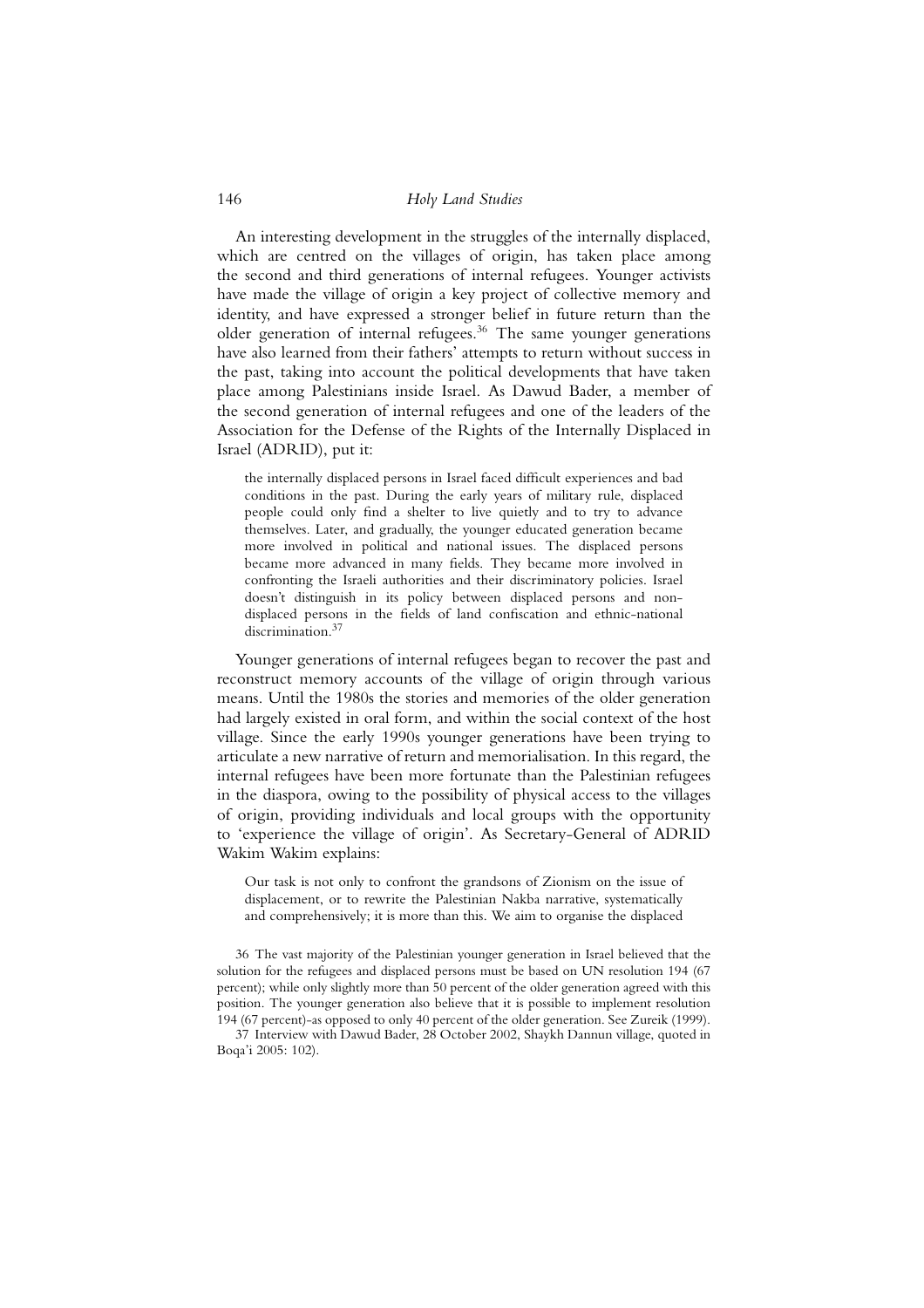An interesting development in the struggles of the internally displaced, which are centred on the villages of origin, has taken place among the second and third generations of internal refugees. Younger activists have made the village of origin a key project of collective memory and identity, and have expressed a stronger belief in future return than the older generation of internal refugees.[36] The same younger generations have also learned from their fathers' attempts to return without success in the past, taking into account the political developments that have taken place among Palestinians inside Israel. As Dawud Bader, a member of the second generation of internal refugees and one of the leaders of the Association for the Defense of the Rights of the Internally Displaced in Israel (ADRID), put it:

> the internally displaced persons in Israel faced difficult experiences and bad conditions in the past. During the early years of military rule, displaced people could only find a shelter to live quietly and to try to advance themselves. Later, and gradually, the younger educated generation became more involved in political and national issues. The displaced persons became more advanced in many fields. They became more involved in confronting the Israeli authorities and their discriminatory policies. Israel doesn't distinguish in its policy between displaced persons and non-displaced persons in the fields of land confiscation and ethnic-national discrimination.[37]

Younger generations of internal refugees began to recover the past and reconstruct memory accounts of the village of origin through various means. Until the 1980s the stories and memories of the older generation had largely existed in oral form, and within the social context of the host village. Since the early 1990s younger generations have been trying to articulate a new narrative of return and memorialisation. In this regard, the internal refugees have been more fortunate than the Palestinian refugees in the diaspora, owing to the possibility of physical access to the villages of origin, providing individuals and local groups with the opportunity to 'experience the village of origin'. As Secretary-General of ADRID Wakim Wakim explains:

> Our task is not only to confront the grandsons of Zionism on the issue of displacement, or to rewrite the Palestinian Nakba narrative, systematically and comprehensively; it is more than this. We aim to organise the displaced

36 The vast majority of the Palestinian younger generation in Israel believed that the solution for the refugees and displaced persons must be based on UN resolution 194 (67 percent); while only slightly more than 50 percent of the older generation agreed with this position. The younger generation also believe that it is possible to implement resolution 194 (67 percent)-as opposed to only 40 percent of the older generation. See Zureik (1999).

37 Interview with Dawud Bader, 28 October 2002, Shaykh Dannun village, quoted in Boqa'i 2005: 102).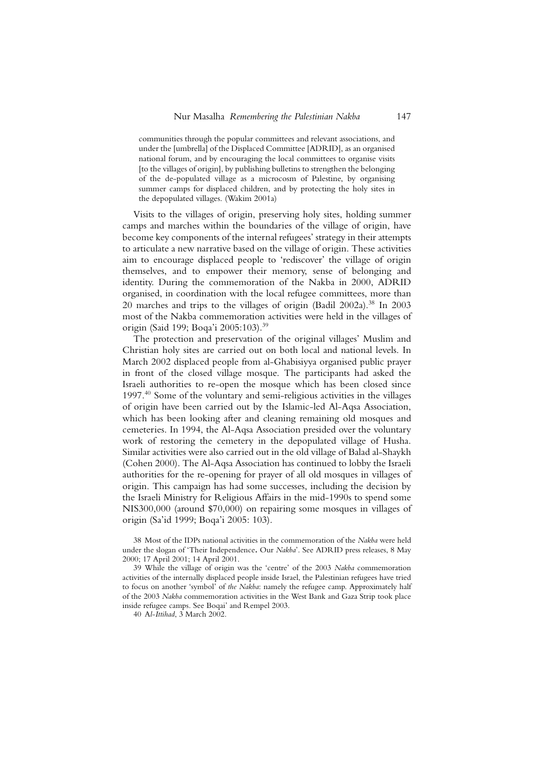> communities through the popular committees and relevant associations, and under the [umbrella] of the Displaced Committee [ADRID], as an organised national forum, and by encouraging the local committees to organise visits [to the villages of origin], by publishing bulletins to strengthen the belonging of the de-populated village as a microcosm of Palestine, by organising summer camps for displaced children, and by protecting the holy sites in the depopulated villages. (Wakim 2001a)

Visits to the villages of origin, preserving holy sites, holding summer camps and marches within the boundaries of the village of origin, have become key components of the internal refugees' strategy in their attempts to articulate a new narrative based on the village of origin. These activities aim to encourage displaced people to 'rediscover' the village of origin themselves, and to empower their memory, sense of belonging and identity. During the commemoration of the Nakba in 2000, ADRID organised, in coordination with the local refugee committees, more than 20 marches and trips to the villages of origin (Badil 2002a).[38] In 2003 most of the Nakba commemoration activities were held in the villages of origin (Said 199; Boqa'i 2005:103).[39]

The protection and preservation of the original villages' Muslim and Christian holy sites are carried out on both local and national levels. In March 2002 displaced people from al-Ghabisiyya organised public prayer in front of the closed village mosque. The participants had asked the Israeli authorities to re-open the mosque which has been closed since 1997.[40] Some of the voluntary and semi-religious activities in the villages of origin have been carried out by the Islamic-led Al-Aqsa Association, which has been looking after and cleaning remaining old mosques and cemeteries. In 1994, the Al-Aqsa Association presided over the voluntary work of restoring the cemetery in the depopulated village of Husha. Similar activities were also carried out in the old village of Balad al-Shaykh (Cohen 2000). The Al-Aqsa Association has continued to lobby the Israeli authorities for the re-opening for prayer of all old mosques in villages of origin. This campaign has had some successes, including the decision by the Israeli Ministry for Religious Affairs in the mid-1990s to spend some NIS300,000 (around $70,000) on repairing some mosques in villages of origin (Sa'id 1999; Boqa'i 2005: 103).

38 Most of the IDPs national activities in the commemoration of the *Nakba* were held under the slogan of 'Their Independence**.** Our *Nakba*'. See ADRID press releases, 8 May 2000; 17 April 2001; 14 April 2001.

39 While the village of origin was the 'centre' of the 2003 *Nakba* commemoration activities of the internally displaced people inside Israel, the Palestinian refugees have tried to focus on another 'symbol' of *the Nakba*: namely the refugee camp. Approximately half of the 2003 *Nakba* commemoration activities in the West Bank and Gaza Strip took place inside refugee camps. See Boqai' and Rempel 2003.

40 A*l-Ittihad*, 3 March 2002.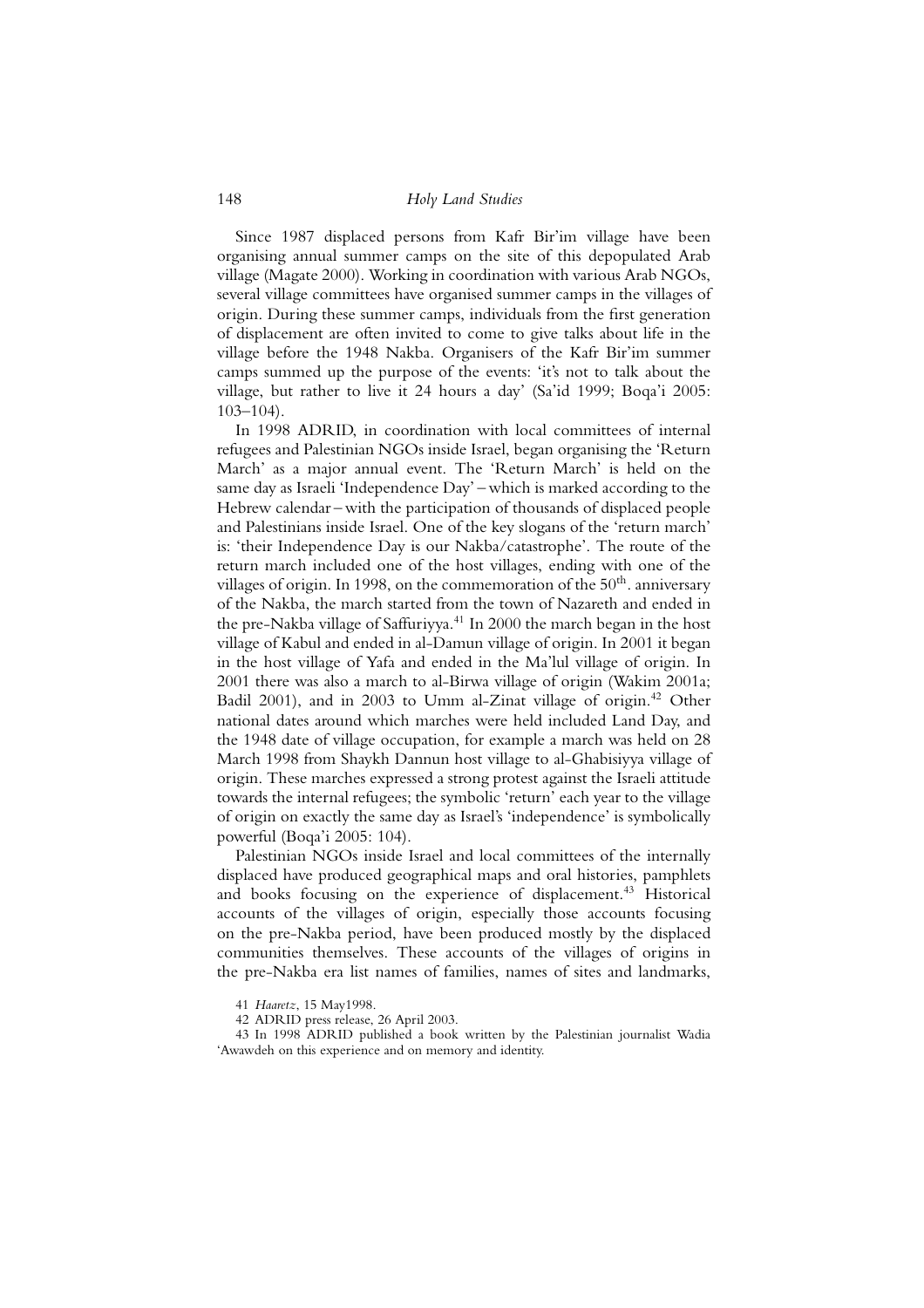Since 1987 displaced persons from Kafr Bir'im village have been organising annual summer camps on the site of this depopulated Arab village (Magate 2000). Working in coordination with various Arab NGOs, several village committees have organised summer camps in the villages of origin. During these summer camps, individuals from the first generation of displacement are often invited to come to give talks about life in the village before the 1948 Nakba. Organisers of the Kafr Bir'im summer camps summed up the purpose of the events: 'it's not to talk about the village, but rather to live it 24 hours a day' (Sa'id 1999; Boqa'i 2005: 103–104).

In 1998 ADRID, in coordination with local committees of internal refugees and Palestinian NGOs inside Israel, began organising the 'Return March' as a major annual event. The 'Return March' is held on the same day as Israeli 'Independence Day' – which is marked according to the Hebrew calendar – with the participation of thousands of displaced people and Palestinians inside Israel. One of the key slogans of the 'return march' is: 'their Independence Day is our Nakba/catastrophe'. The route of the return march included one of the host villages, ending with one of the villages of origin. In 1998, on the commemoration of the 50th. anniversary of the Nakba, the march started from the town of Nazareth and ended in the pre-Nakba village of Saffuriyya.[41] In 2000 the march began in the host village of Kabul and ended in al-Damun village of origin. In 2001 it began in the host village of Yafa and ended in the Ma'lul village of origin. In 2001 there was also a march to al-Birwa village of origin (Wakim 2001a; Badil 2001), and in 2003 to Umm al-Zinat village of origin.[42] Other national dates around which marches were held included Land Day, and the 1948 date of village occupation, for example a march was held on 28 March 1998 from Shaykh Dannun host village to al-Ghabisiyya village of origin. These marches expressed a strong protest against the Israeli attitude towards the internal refugees; the symbolic 'return' each year to the village of origin on exactly the same day as Israel's 'independence' is symbolically powerful (Boqa'i 2005: 104).

Palestinian NGOs inside Israel and local committees of the internally displaced have produced geographical maps and oral histories, pamphlets and books focusing on the experience of displacement.[43] Historical accounts of the villages of origin, especially those accounts focusing on the pre-Nakba period, have been produced mostly by the displaced communities themselves. These accounts of the villages of origins in the pre-Nakba era list names of families, names of sites and landmarks,

41 *Haaretz*, 15 May1998.

42 ADRID press release, 26 April 2003.

43 In 1998 ADRID published a book written by the Palestinian journalist Wadia 'Awawdeh on this experience and on memory and identity.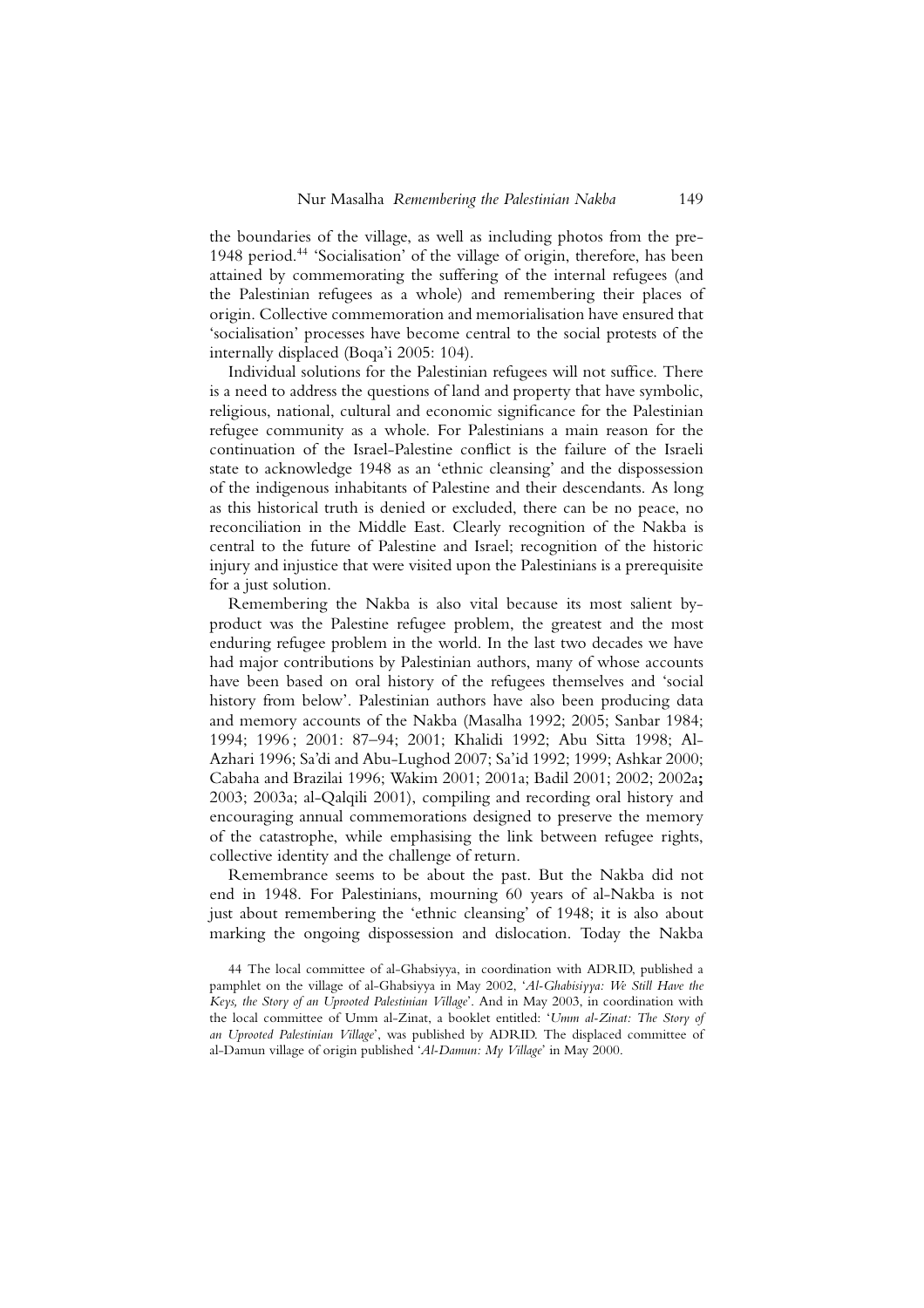the boundaries of the village, as well as including photos from the pre-1948 period.[44] 'Socialisation' of the village of origin, therefore, has been attained by commemorating the suffering of the internal refugees (and the Palestinian refugees as a whole) and remembering their places of origin. Collective commemoration and memorialisation have ensured that 'socialisation' processes have become central to the social protests of the internally displaced (Boqa'i 2005: 104).

Individual solutions for the Palestinian refugees will not suffice. There is a need to address the questions of land and property that have symbolic, religious, national, cultural and economic significance for the Palestinian refugee community as a whole. For Palestinians a main reason for the continuation of the Israel-Palestine conflict is the failure of the Israeli state to acknowledge 1948 as an 'ethnic cleansing' and the dispossession of the indigenous inhabitants of Palestine and their descendants. As long as this historical truth is denied or excluded, there can be no peace, no reconciliation in the Middle East. Clearly recognition of the Nakba is central to the future of Palestine and Israel; recognition of the historic injury and injustice that were visited upon the Palestinians is a prerequisite for a just solution.

Remembering the Nakba is also vital because its most salient by-product was the Palestine refugee problem, the greatest and the most enduring refugee problem in the world. In the last two decades we have had major contributions by Palestinian authors, many of whose accounts have been based on oral history of the refugees themselves and 'social history from below'. Palestinian authors have also been producing data and memory accounts of the Nakba (Masalha 1992; 2005; Sanbar 1984; 1994; 1996 ; 2001: 87–94; 2001; Khalidi 1992; Abu Sitta 1998; Al-Azhari 1996; Sa'di and Abu-Lughod 2007; Sa'id 1992; 1999; Ashkar 2000; Cabaha and Brazilai 1996; Wakim 2001; 2001a; Badil 2001; 2002; 2002a**;** 2003; 2003a; al-Qalqili 2001), compiling and recording oral history and encouraging annual commemorations designed to preserve the memory of the catastrophe, while emphasising the link between refugee rights, collective identity and the challenge of return.

Remembrance seems to be about the past. But the Nakba did not end in 1948. For Palestinians, mourning 60 years of al-Nakba is not just about remembering the 'ethnic cleansing' of 1948; it is also about marking the ongoing dispossession and dislocation. Today the Nakba

44 The local committee of al-Ghabsiyya, in coordination with ADRID, published a pamphlet on the village of al-Ghabsiyya in May 2002, '*Al-Ghabisiyya: We Still Have the Keys, the Story of an Uprooted Palestinian Village*'. And in May 2003, in coordination with the local committee of Umm al-Zinat, a booklet entitled: '*Umm al-Zinat: The Story of an Uprooted Palestinian Village*', was published by ADRID. The displaced committee of al-Damun village of origin published '*Al-Damun: My Village*' in May 2000.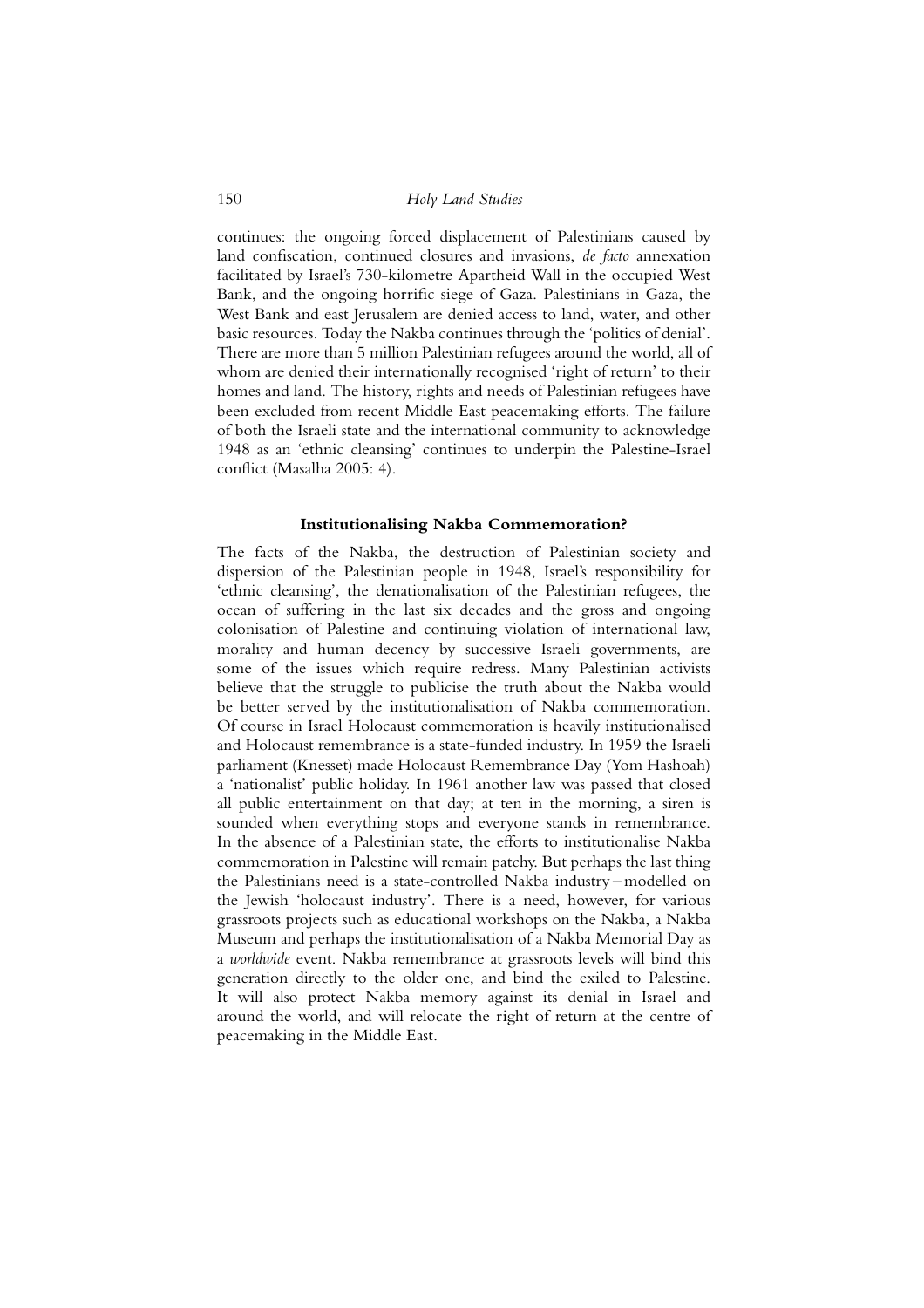continues: the ongoing forced displacement of Palestinians caused by land confiscation, continued closures and invasions, *de facto* annexation facilitated by Israel's 730-kilometre Apartheid Wall in the occupied West Bank, and the ongoing horrific siege of Gaza. Palestinians in Gaza, the West Bank and east Jerusalem are denied access to land, water, and other basic resources. Today the Nakba continues through the 'politics of denial'. There are more than 5 million Palestinian refugees around the world, all of whom are denied their internationally recognised 'right of return' to their homes and land. The history, rights and needs of Palestinian refugees have been excluded from recent Middle East peacemaking efforts. The failure of both the Israeli state and the international community to acknowledge 1948 as an 'ethnic cleansing' continues to underpin the Palestine-Israel conflict (Masalha 2005: 4).

### Institutionalising Nakba Commemoration?

The facts of the Nakba, the destruction of Palestinian society and dispersion of the Palestinian people in 1948, Israel's responsibility for 'ethnic cleansing', the denationalisation of the Palestinian refugees, the ocean of suffering in the last six decades and the gross and ongoing colonisation of Palestine and continuing violation of international law, morality and human decency by successive Israeli governments, are some of the issues which require redress. Many Palestinian activists believe that the struggle to publicise the truth about the Nakba would be better served by the institutionalisation of Nakba commemoration. Of course in Israel Holocaust commemoration is heavily institutionalised and Holocaust remembrance is a state-funded industry. In 1959 the Israeli parliament (Knesset) made Holocaust Remembrance Day (Yom Hashoah) a 'nationalist' public holiday. In 1961 another law was passed that closed all public entertainment on that day; at ten in the morning, a siren is sounded when everything stops and everyone stands in remembrance. In the absence of a Palestinian state, the efforts to institutionalise Nakba commemoration in Palestine will remain patchy. But perhaps the last thing the Palestinians need is a state-controlled Nakba industry – modelled on the Jewish 'holocaust industry'. There is a need, however, for various grassroots projects such as educational workshops on the Nakba, a Nakba Museum and perhaps the institutionalisation of a Nakba Memorial Day as a *worldwide* event. Nakba remembrance at grassroots levels will bind this generation directly to the older one, and bind the exiled to Palestine. It will also protect Nakba memory against its denial in Israel and around the world, and will relocate the right of return at the centre of peacemaking in the Middle East.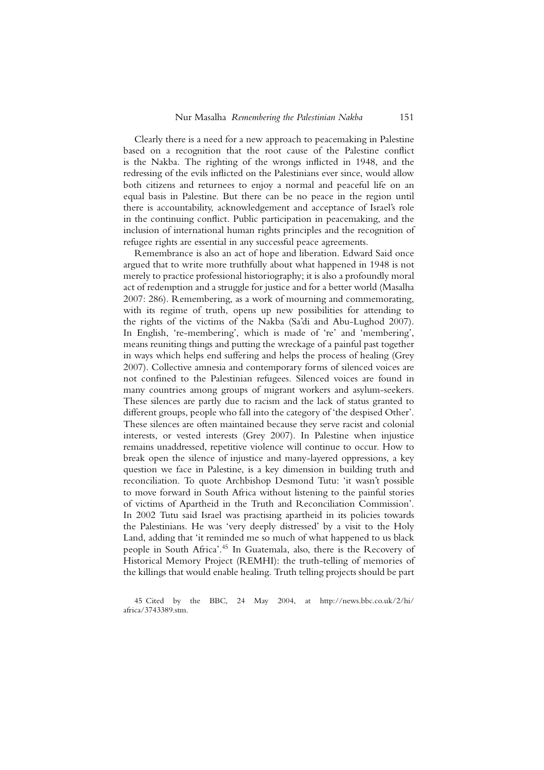Clearly there is a need for a new approach to peacemaking in Palestine based on a recognition that the root cause of the Palestine conflict is the Nakba. The righting of the wrongs inflicted in 1948, and the redressing of the evils inflicted on the Palestinians ever since, would allow both citizens and returnees to enjoy a normal and peaceful life on an equal basis in Palestine. But there can be no peace in the region until there is accountability, acknowledgement and acceptance of Israel's role in the continuing conflict. Public participation in peacemaking, and the inclusion of international human rights principles and the recognition of refugee rights are essential in any successful peace agreements.

Remembrance is also an act of hope and liberation. Edward Said once argued that to write more truthfully about what happened in 1948 is not merely to practice professional historiography; it is also a profoundly moral act of redemption and a struggle for justice and for a better world (Masalha 2007: 286). Remembering, as a work of mourning and commemorating, with its regime of truth, opens up new possibilities for attending to the rights of the victims of the Nakba (Sa'di and Abu-Lughod 2007). In English, 're-membering', which is made of 're' and 'membering', means reuniting things and putting the wreckage of a painful past together in ways which helps end suffering and helps the process of healing (Grey 2007). Collective amnesia and contemporary forms of silenced voices are not confined to the Palestinian refugees. Silenced voices are found in many countries among groups of migrant workers and asylum-seekers. These silences are partly due to racism and the lack of status granted to different groups, people who fall into the category of 'the despised Other'. These silences are often maintained because they serve racist and colonial interests, or vested interests (Grey 2007). In Palestine when injustice remains unaddressed, repetitive violence will continue to occur. How to break open the silence of injustice and many-layered oppressions, a key question we face in Palestine, is a key dimension in building truth and reconciliation. To quote Archbishop Desmond Tutu: 'it wasn't possible to move forward in South Africa without listening to the painful stories of victims of Apartheid in the Truth and Reconciliation Commission'. In 2002 Tutu said Israel was practising apartheid in its policies towards the Palestinians. He was 'very deeply distressed' by a visit to the Holy Land, adding that 'it reminded me so much of what happened to us black people in South Africa'.[45] In Guatemala, also, there is the Recovery of Historical Memory Project (REMHI): the truth-telling of memories of the killings that would enable healing. Truth telling projects should be part

45 Cited by the BBC, 24 May 2004, at http://news.bbc.co.uk/2/hi/africa/3743389.stm.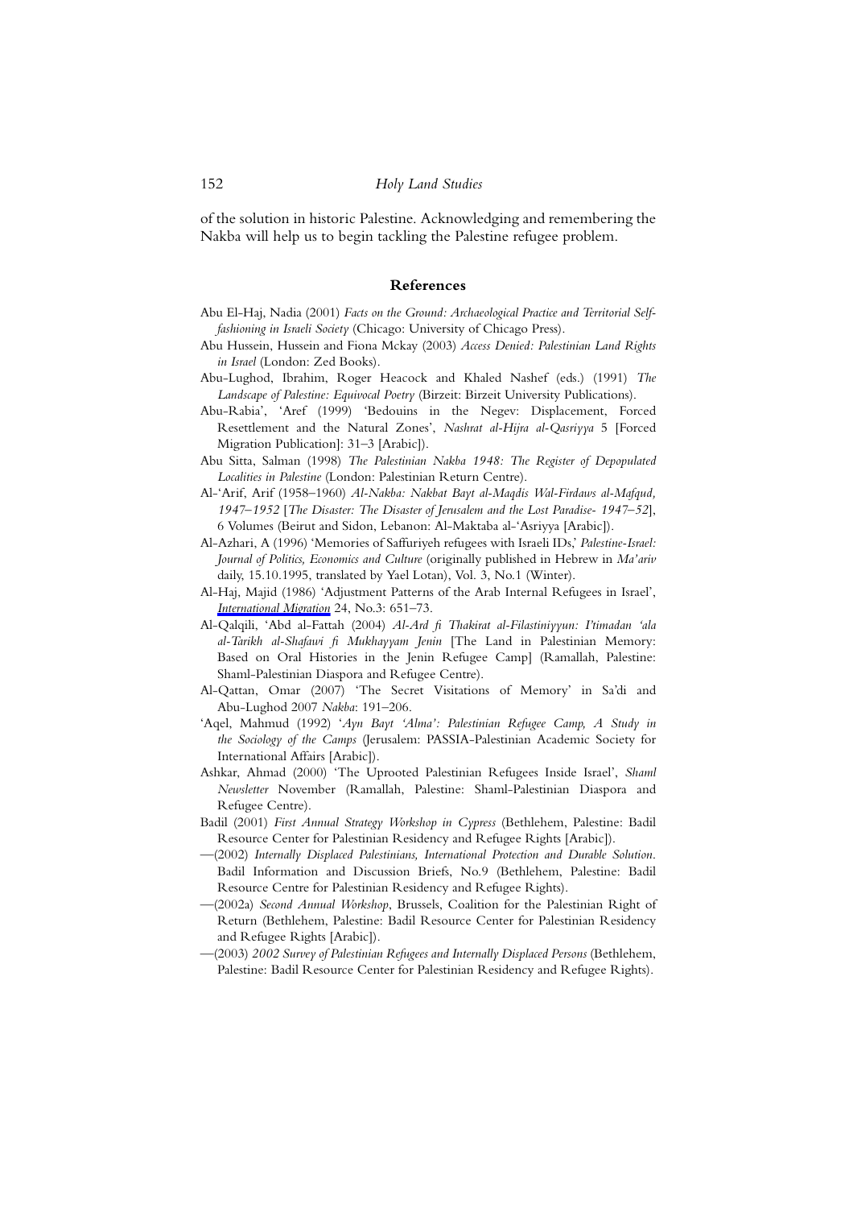of the solution in historic Palestine. Acknowledging and remembering the Nakba will help us to begin tackling the Palestine refugee problem.

## References

Abu El-Haj, Nadia (2001) *Facts on the Ground: Archaeological Practice and Territorial Self-fashioning in Israeli Society* (Chicago: University of Chicago Press).

Abu Hussein, Hussein and Fiona Mckay (2003) *Access Denied: Palestinian Land Rights in Israel* (London: Zed Books).

Abu-Lughod, Ibrahim, Roger Heacock and Khaled Nashef (eds.) (1991) *The Landscape of Palestine: Equivocal Poetry* (Birzeit: Birzeit University Publications).

Abu-Rabia', 'Aref (1999) 'Bedouins in the Negev: Displacement, Forced Resettlement and the Natural Zones', *Nashrat al-Hijra al-Qasriyya* 5 [Forced Migration Publication]: 31–3 [Arabic]).

Abu Sitta, Salman (1998) *The Palestinian Nakba 1948: The Register of Depopulated Localities in Palestine* (London: Palestinian Return Centre).

Al-'Arif, Arif (1958–1960) *Al-Nakba: Nakbat Bayt al-Maqdis Wal-Firdaws al-Mafqud, 1947–1952* [*The Disaster: The Disaster of Jerusalem and the Lost Paradise- 1947–52*], 6 Volumes (Beirut and Sidon, Lebanon: Al-Maktaba al-'Asriyya [Arabic]).

Al-Azhari, A (1996) 'Memories of Saffuriyeh refugees with Israeli IDs,' *Palestine-Israel: Journal of Politics, Economics and Culture* (originally published in Hebrew in *Ma'ariv* daily, 15.10.1995, translated by Yael Lotan), Vol. 3, No.1 (Winter).

Al-Haj, Majid (1986) 'Adjustment Patterns of the Arab Internal Refugees in Israel', *International Migration* 24, No.3: 651–73.

Al-Qalqili, 'Abd al-Fattah (2004) *Al-Ard fi Thakirat al-Filastiniyyun: I'timadan 'ala al-Tarikh al-Shafawi fi Mukhayyam Jenin* [The Land in Palestinian Memory: Based on Oral Histories in the Jenin Refugee Camp] (Ramallah, Palestine: Shaml-Palestinian Diaspora and Refugee Centre).

Al-Qattan, Omar (2007) 'The Secret Visitations of Memory' in Sa'di and Abu-Lughod 2007 *Nakba*: 191–206.

'Aqel, Mahmud (1992) '*Ayn Bayt 'Alma': Palestinian Refugee Camp, A Study in the Sociology of the Camps* (Jerusalem: PASSIA-Palestinian Academic Society for International Affairs [Arabic]).

Ashkar, Ahmad (2000) 'The Uprooted Palestinian Refugees Inside Israel', *Shaml Newsletter* November (Ramallah, Palestine: Shaml-Palestinian Diaspora and Refugee Centre).

Badil (2001) *First Annual Strategy Workshop in Cypress* (Bethlehem, Palestine: Badil Resource Center for Palestinian Residency and Refugee Rights [Arabic]).

—(2002) *Internally Displaced Palestinians, International Protection and Durable Solution*. Badil Information and Discussion Briefs, No.9 (Bethlehem, Palestine: Badil Resource Centre for Palestinian Residency and Refugee Rights).

—(2002a) *Second Annual Workshop*, Brussels, Coalition for the Palestinian Right of Return (Bethlehem, Palestine: Badil Resource Center for Palestinian Residency and Refugee Rights [Arabic]).

—(2003) *2002 Survey of Palestinian Refugees and Internally Displaced Persons* (Bethlehem, Palestine: Badil Resource Center for Palestinian Residency and Refugee Rights).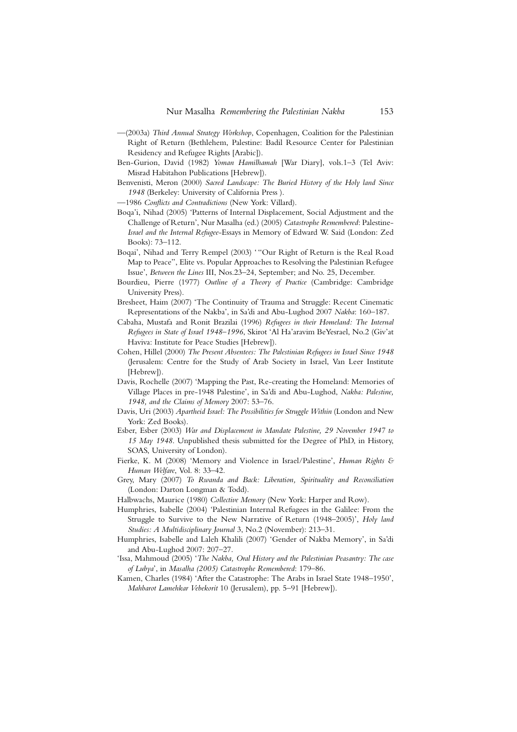—(2003a) *Third Annual Strategy Workshop*, Copenhagen, Coalition for the Palestinian Right of Return (Bethlehem, Palestine: Badil Resource Center for Palestinian Residency and Refugee Rights [Arabic]).

Ben-Gurion, David (1982) *Yoman Hamilhamah* [War Diary], vols.1–3 (Tel Aviv: Misrad Habitahon Publications [Hebrew]).

Benvenisti, Meron (2000) *Sacred Landscape: The Buried History of the Holy land Since 1948* (Berkeley: University of California Press ).

—1986 *Conflicts and Contradictions* (New York: Villard).

Boqa'i, Nihad (2005) 'Patterns of Internal Displacement, Social Adjustment and the Challenge of Return', Nur Masalha (ed.) (2005) *Catastrophe Remembered*: Palestine-*Israel and the Internal Refugee*-Essays in Memory of Edward W. Said (London: Zed Books): 73–112.

Boqai', Nihad and Terry Rempel (2003) '"Our Right of Return is the Real Road Map to Peace", Elite vs. Popular Approaches to Resolving the Palestinian Refugee Issue', *Between the Lines* III, Nos.23–24, September; and No. 25, December.

Bourdieu, Pierre (1977) *Outline of a Theory of Practice* (Cambridge: Cambridge University Press).

Bresheet, Haim (2007) 'The Continuity of Trauma and Struggle: Recent Cinematic Representations of the Nakba', in Sa'di and Abu-Lughod 2007 *Nakba*: 160–187.

Cabaha, Mustafa and Ronit Brazilai (1996) *Refugees in their Homeland: The Internal Refugees in State of Israel 1948–1996*, Skirot 'Al Ha'aravim BeYesrael, No.2 (Giv'at Haviva: Institute for Peace Studies [Hebrew]).

Cohen, Hillel (2000) *The Present Absentees: The Palestinian Refugees in Israel Since 1948* (Jerusalem: Centre for the Study of Arab Society in Israel, Van Leer Institute [Hebrew]).

Davis, Rochelle (2007) 'Mapping the Past, Re-creating the Homeland: Memories of Village Places in pre-1948 Palestine', in Sa'di and Abu-Lughod, *Nakba: Palestine, 1948, and the Claims of Memory* 2007: 53–76.

Davis, Uri (2003) *Apartheid Israel: The Possibilities for Struggle Within* (London and New York: Zed Books).

Esber, Esber (2003) *War and Displacement in Mandate Palestine, 29 November 1947 to 15 May 1948*. Unpublished thesis submitted for the Degree of PhD, in History, SOAS, University of London).

Fierke, K. M (2008) 'Memory and Violence in Israel/Palestine', *Human Rights & Human Welfare*, Vol. 8: 33–42.

Grey, Mary (2007) *To Rwanda and Back: Liberation, Spirituality and Reconciliation* (London: Darton Longman & Todd).

Halbwachs, Maurice (1980) *Collective Memory* (New York: Harper and Row).

Humphries, Isabelle (2004) 'Palestinian Internal Refugees in the Galilee: From the Struggle to Survive to the New Narrative of Return (1948–2005)', *Holy land Studies: A Multidisciplinary Journal* 3, No.2 (November): 213–31.

Humphries, Isabelle and Laleh Khalili (2007) 'Gender of Nakba Memory', in Sa'di and Abu-Lughod 2007: 207–27.

'Issa, Mahmoud (2005) '*The Nakba, Oral History and the Palestinian Peasantry: The case of Lubya*', in *Masalha (2005) Catastrophe Remembered*: 179–86.

Kamen, Charles (1984) 'After the Catastrophe: The Arabs in Israel State 1948–1950', *Mahbarot Lamehkar Vebekorit* 10 (Jerusalem), pp. 5–91 [Hebrew]).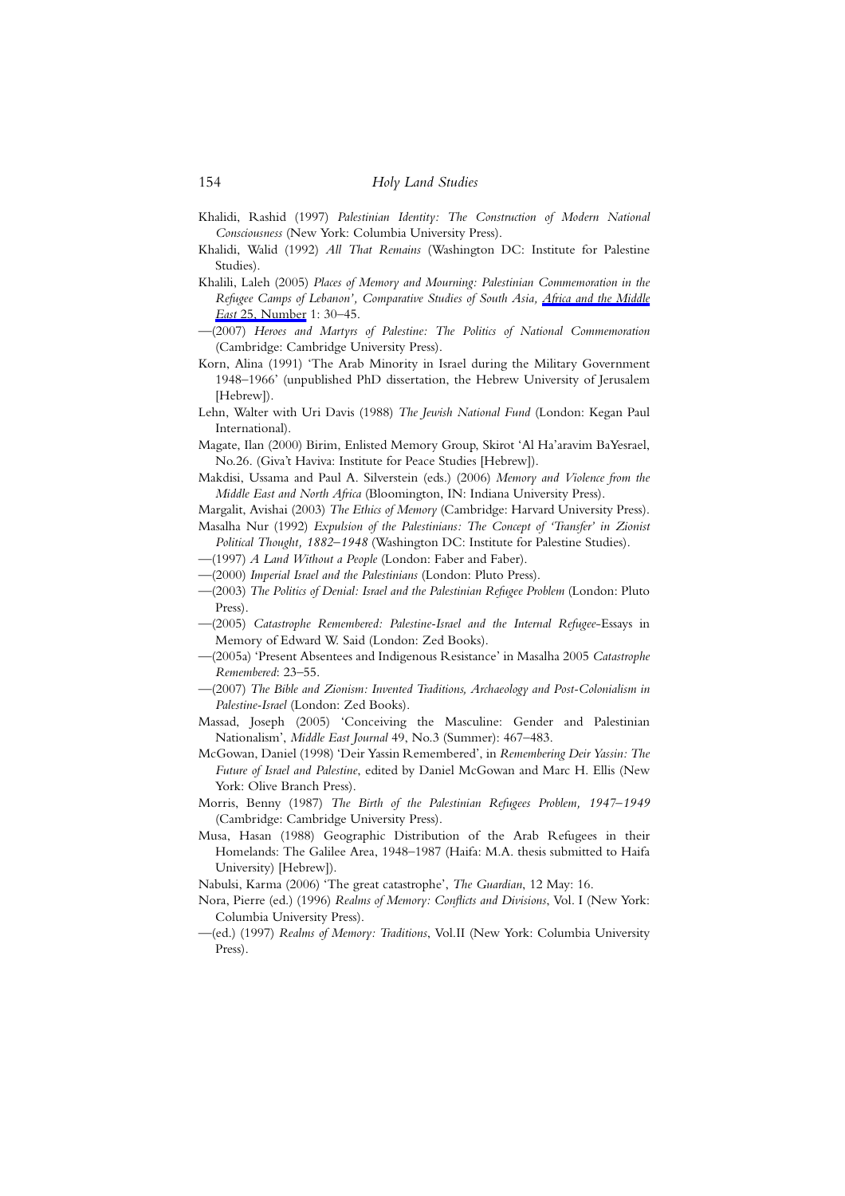Khalidi, Rashid (1997) *Palestinian Identity: The Construction of Modern National Consciousness* (New York: Columbia University Press).

Khalidi, Walid (1992) *All That Remains* (Washington DC: Institute for Palestine Studies).

Khalili, Laleh (2005) *Places of Memory and Mourning: Palestinian Commemoration in the Refugee Camps of Lebanon', Comparative Studies of South Asia, Africa and the Middle East* 25, Number 1: 30–45.

—(2007) *Heroes and Martyrs of Palestine: The Politics of National Commemoration* (Cambridge: Cambridge University Press).

Korn, Alina (1991) 'The Arab Minority in Israel during the Military Government 1948–1966' (unpublished PhD dissertation, the Hebrew University of Jerusalem [Hebrew]).

Lehn, Walter with Uri Davis (1988) *The Jewish National Fund* (London: Kegan Paul International).

Magate, Ilan (2000) Birim, Enlisted Memory Group, Skirot 'Al Ha'aravim BaYesrael, No.26. (Giva't Haviva: Institute for Peace Studies [Hebrew]).

Makdisi, Ussama and Paul A. Silverstein (eds.) (2006) *Memory and Violence from the Middle East and North Africa* (Bloomington, IN: Indiana University Press).

Margalit, Avishai (2003) *The Ethics of Memory* (Cambridge: Harvard University Press).

Masalha Nur (1992) *Expulsion of the Palestinians: The Concept of 'Transfer' in Zionist Political Thought, 1882–1948* (Washington DC: Institute for Palestine Studies).

—(1997) *A Land Without a People* (London: Faber and Faber).

—(2000) *Imperial Israel and the Palestinians* (London: Pluto Press).

—(2003) *The Politics of Denial: Israel and the Palestinian Refugee Problem* (London: Pluto Press).

—(2005) *Catastrophe Remembered: Palestine-Israel and the Internal Refugee*-Essays in Memory of Edward W. Said (London: Zed Books).

—(2005a) 'Present Absentees and Indigenous Resistance' in Masalha 2005 *Catastrophe Remembered*: 23–55.

—(2007) *The Bible and Zionism: Invented Traditions, Archaeology and Post-Colonialism in Palestine-Israel* (London: Zed Books).

Massad, Joseph (2005) 'Conceiving the Masculine: Gender and Palestinian Nationalism', *Middle East Journal* 49, No.3 (Summer): 467–483.

McGowan, Daniel (1998) 'Deir Yassin Remembered', in *Remembering Deir Yassin: The Future of Israel and Palestine*, edited by Daniel McGowan and Marc H. Ellis (New York: Olive Branch Press).

Morris, Benny (1987) *The Birth of the Palestinian Refugees Problem, 1947–1949* (Cambridge: Cambridge University Press).

Musa, Hasan (1988) Geographic Distribution of the Arab Refugees in their Homelands: The Galilee Area, 1948–1987 (Haifa: M.A. thesis submitted to Haifa University) [Hebrew]).

Nabulsi, Karma (2006) 'The great catastrophe', *The Guardian*, 12 May: 16.

Nora, Pierre (ed.) (1996) *Realms of Memory: Conflicts and Divisions*, Vol. I (New York: Columbia University Press).

—(ed.) (1997) *Realms of Memory: Traditions*, Vol.II (New York: Columbia University Press).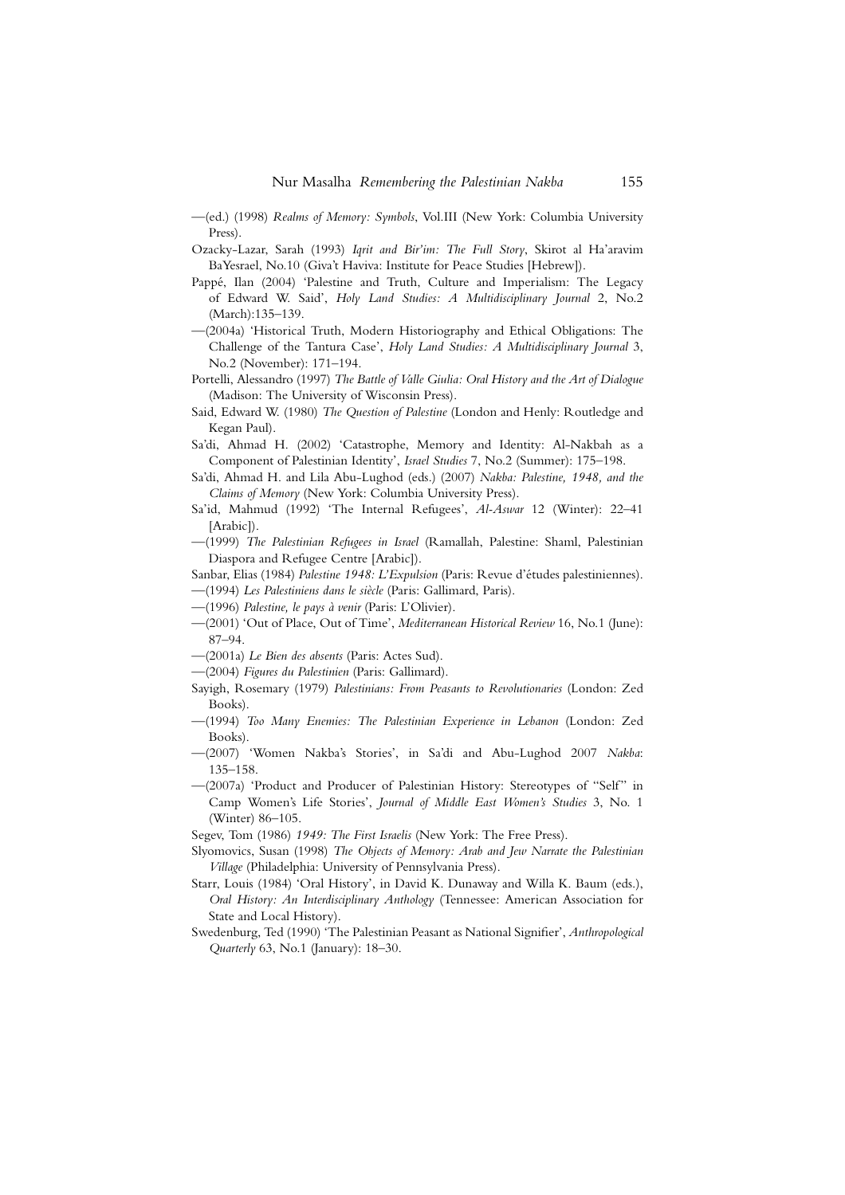—(ed.) (1998) *Realms of Memory: Symbols*, Vol.III (New York: Columbia University Press).

Ozacky-Lazar, Sarah (1993) *Iqrit and Bir'im: The Full Story*, Skirot al Ha'aravim BaYesrael, No.10 (Giva't Haviva: Institute for Peace Studies [Hebrew]).

Pappé, Ilan (2004) 'Palestine and Truth, Culture and Imperialism: The Legacy of Edward W. Said', *Holy Land Studies: A Multidisciplinary Journal* 2, No.2 (March):135–139.

—(2004a) 'Historical Truth, Modern Historiography and Ethical Obligations: The Challenge of the Tantura Case', *Holy Land Studies: A Multidisciplinary Journal* 3, No.2 (November): 171–194.

Portelli, Alessandro (1997) *The Battle of Valle Giulia: Oral History and the Art of Dialogue* (Madison: The University of Wisconsin Press).

Said, Edward W. (1980) *The Question of Palestine* (London and Henly: Routledge and Kegan Paul).

Sa'di, Ahmad H. (2002) 'Catastrophe, Memory and Identity: Al-Nakbah as a Component of Palestinian Identity', *Israel Studies* 7, No.2 (Summer): 175–198.

Sa'di, Ahmad H. and Lila Abu-Lughod (eds.) (2007) *Nakba: Palestine, 1948, and the Claims of Memory* (New York: Columbia University Press).

Sa'id, Mahmud (1992) 'The Internal Refugees', *Al-Aswar* 12 (Winter): 22–41 [Arabic]).

—(1999) *The Palestinian Refugees in Israel* (Ramallah, Palestine: Shaml, Palestinian Diaspora and Refugee Centre [Arabic]).

Sanbar, Elias (1984) *Palestine 1948: L'Expulsion* (Paris: Revue d'études palestiniennes).

—(1994) *Les Palestiniens dans le siècle* (Paris: Gallimard, Paris).

—(1996) *Palestine, le pays à venir* (Paris: L'Olivier).

—(2001) 'Out of Place, Out of Time', *Mediterranean Historical Review* 16, No.1 (June): 87–94.

—(2001a) *Le Bien des absents* (Paris: Actes Sud).

—(2004) *Figures du Palestinien* (Paris: Gallimard).

Sayigh, Rosemary (1979) *Palestinians: From Peasants to Revolutionaries* (London: Zed Books).

—(1994) *Too Many Enemies: The Palestinian Experience in Lebanon* (London: Zed Books).

—(2007) 'Women Nakba's Stories', in Sa'di and Abu-Lughod 2007 *Nakba*: 135–158.

—(2007a) 'Product and Producer of Palestinian History: Stereotypes of "Self" in Camp Women's Life Stories', *Journal of Middle East Women's Studies* 3, No. 1 (Winter) 86–105.

Segev, Tom (1986) *1949: The First Israelis* (New York: The Free Press).

Slyomovics, Susan (1998) *The Objects of Memory: Arab and Jew Narrate the Palestinian Village* (Philadelphia: University of Pennsylvania Press).

Starr, Louis (1984) 'Oral History', in David K. Dunaway and Willa K. Baum (eds.), *Oral History: An Interdisciplinary Anthology* (Tennessee: American Association for State and Local History).

Swedenburg, Ted (1990) 'The Palestinian Peasant as National Signifier', *Anthropological Quarterly* 63, No.1 (January): 18–30.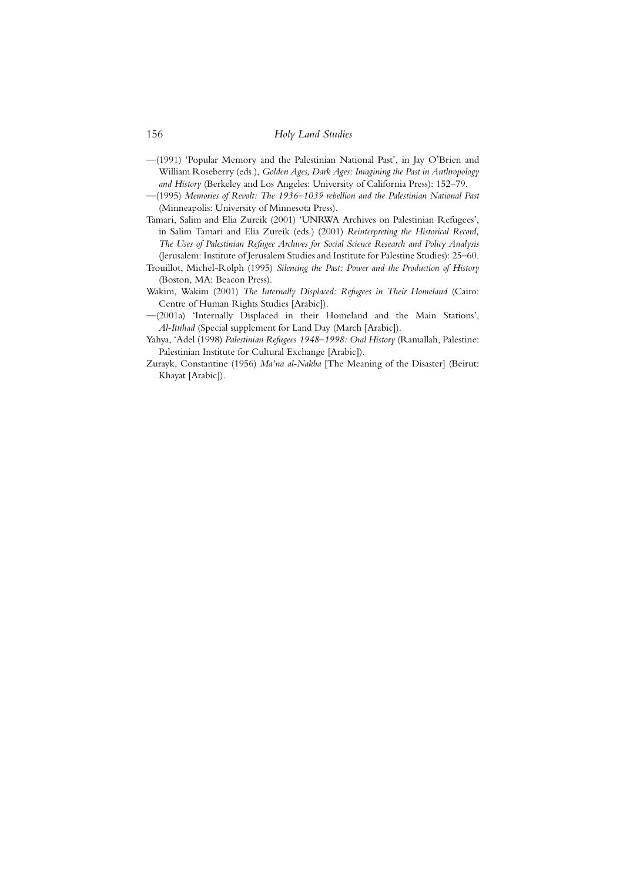—(1991) 'Popular Memory and the Palestinian National Past', in Jay O'Brien and William Roseberry (eds.), *Golden Ages, Dark Ages: Imagining the Past in Anthropology and History* (Berkeley and Los Angeles: University of California Press): 152–79.

—(1995) *Memories of Revolt: The 1936–1039 rebellion and the Palestinian National Past* (Minneapolis: University of Minnesota Press).

Tamari, Salim and Elia Zureik (2001) 'UNRWA Archives on Palestinian Refugees', in Salim Tamari and Elia Zureik (eds.) (2001) *Reinterpreting the Historical Record, The Uses of Palestinian Refugee Archives for Social Science Research and Policy Analysis* (Jerusalem: Institute of Jerusalem Studies and Institute for Palestine Studies): 25–60.

Trouillot, Michel-Rolph (1995) *Silencing the Past: Power and the Production of History* (Boston, MA: Beacon Press).

Wakim, Wakim (2001) *The Internally Displaced: Refugees in Their Homeland* (Cairo: Centre of Human Rights Studies [Arabic]).

—(2001a) 'Internally Displaced in their Homeland and the Main Stations', *Al-Ittihad* (Special supplement for Land Day (March [Arabic]).

Yahya, 'Adel (1998) *Palestinian Refugees 1948–1998: Oral History* (Ramallah, Palestine: Palestinian Institute for Cultural Exchange [Arabic]).

Zurayk, Constantine (1956) *Ma'na al-Nakba* [The Meaning of the Disaster] (Beirut: Khayat [Arabic]).